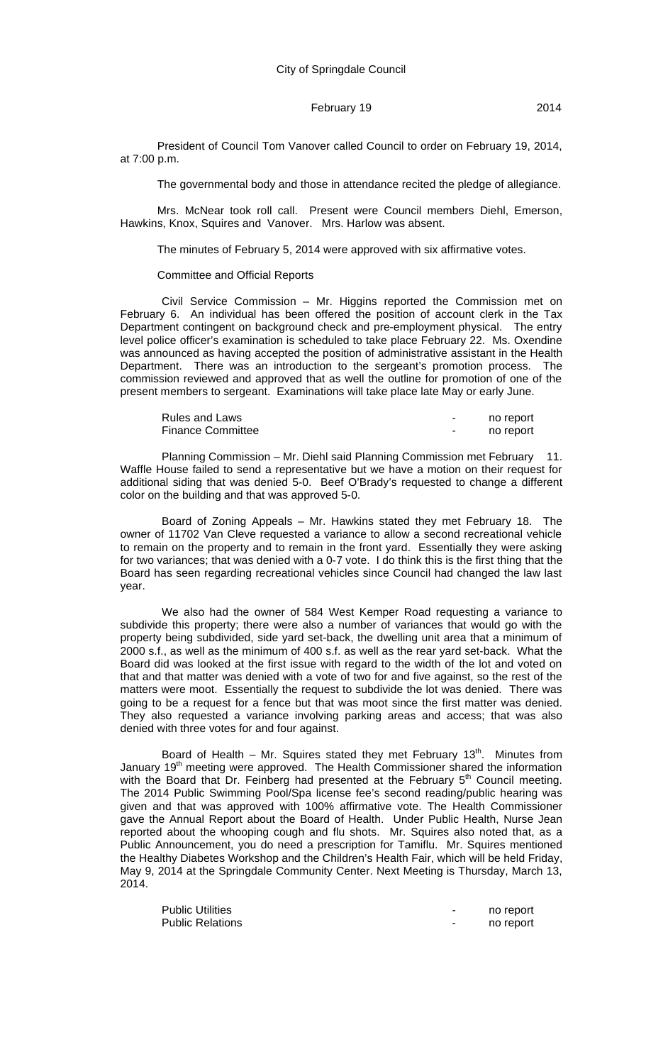City of Springdale Council

February 19 2014

President of Council Tom Vanover called Council to order on February 19, 2014, at 7:00 p.m.

The governmental body and those in attendance recited the pledge of allegiance.

Mrs. McNear took roll call. Present were Council members Diehl, Emerson, Hawkins, Knox, Squires and Vanover. Mrs. Harlow was absent.

The minutes of February 5, 2014 were approved with six affirmative votes.

Committee and Official Reports

Civil Service Commission – Mr. Higgins reported the Commission met on February 6. An individual has been offered the position of account clerk in the Tax Department contingent on background check and pre-employment physical. The entry level police officer's examination is scheduled to take place February 22. Ms. Oxendine was announced as having accepted the position of administrative assistant in the Health Department. There was an introduction to the sergeant's promotion process. The commission reviewed and approved that as well the outline for promotion of one of the present members to sergeant. Examinations will take place late May or early June.

| | | |
|---|---|---|
| Rules and Laws | - | no report |
| Finance Committee | - | no report |

Planning Commission – Mr. Diehl said Planning Commission met February 11. Waffle House failed to send a representative but we have a motion on their request for additional siding that was denied 5-0. Beef O'Brady's requested to change a different color on the building and that was approved 5-0.

Board of Zoning Appeals – Mr. Hawkins stated they met February 18. The owner of 11702 Van Cleve requested a variance to allow a second recreational vehicle to remain on the property and to remain in the front yard. Essentially they were asking for two variances; that was denied with a 0-7 vote. I do think this is the first thing that the Board has seen regarding recreational vehicles since Council had changed the law last year.

We also had the owner of 584 West Kemper Road requesting a variance to subdivide this property; there were also a number of variances that would go with the property being subdivided, side yard set-back, the dwelling unit area that a minimum of 2000 s.f., as well as the minimum of 400 s.f. as well as the rear yard set-back. What the Board did was looked at the first issue with regard to the width of the lot and voted on that and that matter was denied with a vote of two for and five against, so the rest of the matters were moot. Essentially the request to subdivide the lot was denied. There was going to be a request for a fence but that was moot since the first matter was denied. They also requested a variance involving parking areas and access; that was also denied with three votes for and four against.

Board of Health – Mr. Squires stated they met February 13th. Minutes from January 19th meeting were approved. The Health Commissioner shared the information with the Board that Dr. Feinberg had presented at the February 5th Council meeting. The 2014 Public Swimming Pool/Spa license fee's second reading/public hearing was given and that was approved with 100% affirmative vote. The Health Commissioner gave the Annual Report about the Board of Health. Under Public Health, Nurse Jean reported about the whooping cough and flu shots. Mr. Squires also noted that, as a Public Announcement, you do need a prescription for Tamiflu. Mr. Squires mentioned the Healthy Diabetes Workshop and the Children's Health Fair, which will be held Friday, May 9, 2014 at the Springdale Community Center. Next Meeting is Thursday, March 13, 2014.

| | | |
|---|---|---|
| Public Utilities | - | no report |
| Public Relations | - | no report |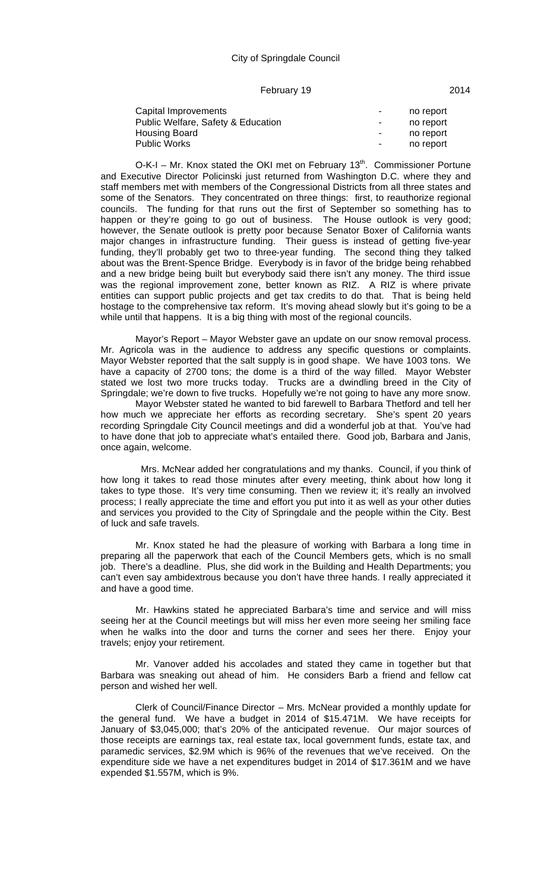| | | |
|---|---|---|
| Capital Improvements | - | no report |
| Public Welfare, Safety & Education | - | no report |
| Housing Board | - | no report |
| Public Works | - | no report |

O-K-I – Mr. Knox stated the OKI met on February 13th. Commissioner Portune and Executive Director Policinski just returned from Washington D.C. where they and staff members met with members of the Congressional Districts from all three states and some of the Senators. They concentrated on three things: first, to reauthorize regional councils. The funding for that runs out the first of September so something has to happen or they're going to go out of business. The House outlook is very good; however, the Senate outlook is pretty poor because Senator Boxer of California wants major changes in infrastructure funding. Their guess is instead of getting five-year funding, they'll probably get two to three-year funding. The second thing they talked about was the Brent-Spence Bridge. Everybody is in favor of the bridge being rehabbed and a new bridge being built but everybody said there isn't any money. The third issue was the regional improvement zone, better known as RIZ. A RIZ is where private entities can support public projects and get tax credits to do that. That is being held hostage to the comprehensive tax reform. It's moving ahead slowly but it's going to be a while until that happens. It is a big thing with most of the regional councils.

Mayor's Report – Mayor Webster gave an update on our snow removal process. Mr. Agricola was in the audience to address any specific questions or complaints. Mayor Webster reported that the salt supply is in good shape. We have 1003 tons. We have a capacity of 2700 tons; the dome is a third of the way filled. Mayor Webster stated we lost two more trucks today. Trucks are a dwindling breed in the City of Springdale; we're down to five trucks. Hopefully we're not going to have any more snow.

Mayor Webster stated he wanted to bid farewell to Barbara Thetford and tell her how much we appreciate her efforts as recording secretary. She's spent 20 years recording Springdale City Council meetings and did a wonderful job at that. You've had to have done that job to appreciate what's entailed there. Good job, Barbara and Janis, once again, welcome.

Mrs. McNear added her congratulations and my thanks. Council, if you think of how long it takes to read those minutes after every meeting, think about how long it takes to type those. It's very time consuming. Then we review it; it's really an involved process; I really appreciate the time and effort you put into it as well as your other duties and services you provided to the City of Springdale and the people within the City. Best of luck and safe travels.

Mr. Knox stated he had the pleasure of working with Barbara a long time in preparing all the paperwork that each of the Council Members gets, which is no small job. There's a deadline. Plus, she did work in the Building and Health Departments; you can't even say ambidextrous because you don't have three hands. I really appreciated it and have a good time.

Mr. Hawkins stated he appreciated Barbara's time and service and will miss seeing her at the Council meetings but will miss her even more seeing her smiling face when he walks into the door and turns the corner and sees her there. Enjoy your travels; enjoy your retirement.

Mr. Vanover added his accolades and stated they came in together but that Barbara was sneaking out ahead of him. He considers Barb a friend and fellow cat person and wished her well.

Clerk of Council/Finance Director – Mrs. McNear provided a monthly update for the general fund. We have a budget in 2014 of $15.471M. We have receipts for January of $3,045,000; that's 20% of the anticipated revenue. Our major sources of those receipts are earnings tax, real estate tax, local government funds, estate tax, and paramedic services, $2.9M which is 96% of the revenues that we've received. On the expenditure side we have a net expenditures budget in 2014 of $17.361M and we have expended $1.557M, which is 9%.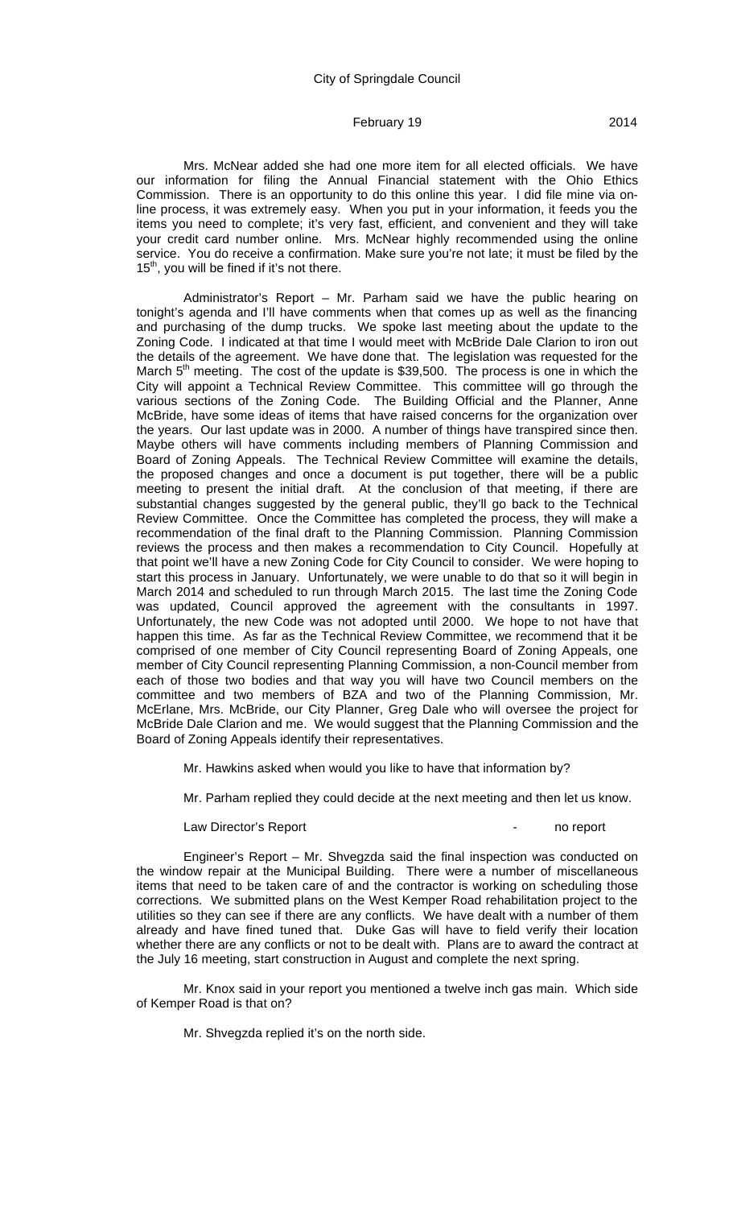Mrs. McNear added she had one more item for all elected officials. We have our information for filing the Annual Financial statement with the Ohio Ethics Commission. There is an opportunity to do this online this year. I did file mine via on-line process, it was extremely easy. When you put in your information, it feeds you the items you need to complete; it's very fast, efficient, and convenient and they will take your credit card number online. Mrs. McNear highly recommended using the online service. You do receive a confirmation. Make sure you're not late; it must be filed by the 15th, you will be fined if it's not there.

Administrator's Report – Mr. Parham said we have the public hearing on tonight's agenda and I'll have comments when that comes up as well as the financing and purchasing of the dump trucks. We spoke last meeting about the update to the Zoning Code. I indicated at that time I would meet with McBride Dale Clarion to iron out the details of the agreement. We have done that. The legislation was requested for the March 5th meeting. The cost of the update is $39,500. The process is one in which the City will appoint a Technical Review Committee. This committee will go through the various sections of the Zoning Code. The Building Official and the Planner, Anne McBride, have some ideas of items that have raised concerns for the organization over the years. Our last update was in 2000. A number of things have transpired since then. Maybe others will have comments including members of Planning Commission and Board of Zoning Appeals. The Technical Review Committee will examine the details, the proposed changes and once a document is put together, there will be a public meeting to present the initial draft. At the conclusion of that meeting, if there are substantial changes suggested by the general public, they'll go back to the Technical Review Committee. Once the Committee has completed the process, they will make a recommendation of the final draft to the Planning Commission. Planning Commission reviews the process and then makes a recommendation to City Council. Hopefully at that point we'll have a new Zoning Code for City Council to consider. We were hoping to start this process in January. Unfortunately, we were unable to do that so it will begin in March 2014 and scheduled to run through March 2015. The last time the Zoning Code was updated, Council approved the agreement with the consultants in 1997. Unfortunately, the new Code was not adopted until 2000. We hope to not have that happen this time. As far as the Technical Review Committee, we recommend that it be comprised of one member of City Council representing Board of Zoning Appeals, one member of City Council representing Planning Commission, a non-Council member from each of those two bodies and that way you will have two Council members on the committee and two members of BZA and two of the Planning Commission, Mr. McErlane, Mrs. McBride, our City Planner, Greg Dale who will oversee the project for McBride Dale Clarion and me. We would suggest that the Planning Commission and the Board of Zoning Appeals identify their representatives.

Mr. Hawkins asked when would you like to have that information by?

Mr. Parham replied they could decide at the next meeting and then let us know.

Law Director's Report - no report

Engineer's Report – Mr. Shvegzda said the final inspection was conducted on the window repair at the Municipal Building. There were a number of miscellaneous items that need to be taken care of and the contractor is working on scheduling those corrections. We submitted plans on the West Kemper Road rehabilitation project to the utilities so they can see if there are any conflicts. We have dealt with a number of them already and have fined tuned that. Duke Gas will have to field verify their location whether there are any conflicts or not to be dealt with. Plans are to award the contract at the July 16 meeting, start construction in August and complete the next spring.

Mr. Knox said in your report you mentioned a twelve inch gas main. Which side of Kemper Road is that on?

Mr. Shvegzda replied it's on the north side.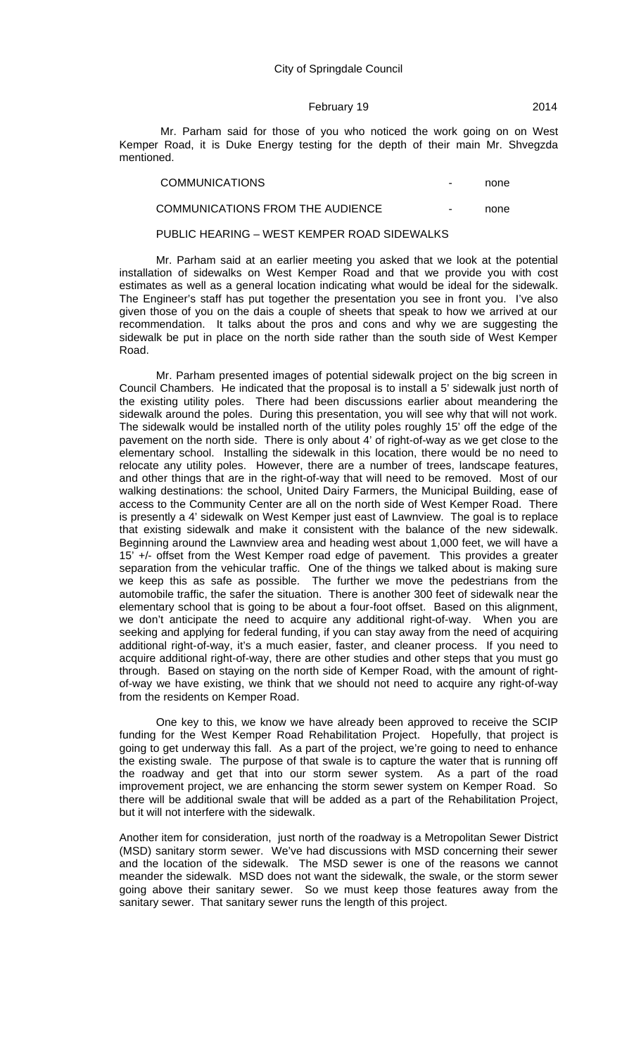Mr. Parham said for those of you who noticed the work going on on West Kemper Road, it is Duke Energy testing for the depth of their main Mr. Shvegzda mentioned.

COMMUNICATIONS - none

COMMUNICATIONS FROM THE AUDIENCE - none

PUBLIC HEARING – WEST KEMPER ROAD SIDEWALKS

Mr. Parham said at an earlier meeting you asked that we look at the potential installation of sidewalks on West Kemper Road and that we provide you with cost estimates as well as a general location indicating what would be ideal for the sidewalk. The Engineer's staff has put together the presentation you see in front you. I've also given those of you on the dais a couple of sheets that speak to how we arrived at our recommendation. It talks about the pros and cons and why we are suggesting the sidewalk be put in place on the north side rather than the south side of West Kemper Road.

Mr. Parham presented images of potential sidewalk project on the big screen in Council Chambers. He indicated that the proposal is to install a 5' sidewalk just north of the existing utility poles. There had been discussions earlier about meandering the sidewalk around the poles. During this presentation, you will see why that will not work. The sidewalk would be installed north of the utility poles roughly 15' off the edge of the pavement on the north side. There is only about 4' of right-of-way as we get close to the elementary school. Installing the sidewalk in this location, there would be no need to relocate any utility poles. However, there are a number of trees, landscape features, and other things that are in the right-of-way that will need to be removed. Most of our walking destinations: the school, United Dairy Farmers, the Municipal Building, ease of access to the Community Center are all on the north side of West Kemper Road. There is presently a 4' sidewalk on West Kemper just east of Lawnview. The goal is to replace that existing sidewalk and make it consistent with the balance of the new sidewalk. Beginning around the Lawnview area and heading west about 1,000 feet, we will have a 15' +/- offset from the West Kemper road edge of pavement. This provides a greater separation from the vehicular traffic. One of the things we talked about is making sure we keep this as safe as possible. The further we move the pedestrians from the automobile traffic, the safer the situation. There is another 300 feet of sidewalk near the elementary school that is going to be about a four-foot offset. Based on this alignment, we don't anticipate the need to acquire any additional right-of-way. When you are seeking and applying for federal funding, if you can stay away from the need of acquiring additional right-of-way, it's a much easier, faster, and cleaner process. If you need to acquire additional right-of-way, there are other studies and other steps that you must go through. Based on staying on the north side of Kemper Road, with the amount of right-of-way we have existing, we think that we should not need to acquire any right-of-way from the residents on Kemper Road.

One key to this, we know we have already been approved to receive the SCIP funding for the West Kemper Road Rehabilitation Project. Hopefully, that project is going to get underway this fall. As a part of the project, we're going to need to enhance the existing swale. The purpose of that swale is to capture the water that is running off the roadway and get that into our storm sewer system. As a part of the road improvement project, we are enhancing the storm sewer system on Kemper Road. So there will be additional swale that will be added as a part of the Rehabilitation Project, but it will not interfere with the sidewalk.

Another item for consideration, just north of the roadway is a Metropolitan Sewer District (MSD) sanitary storm sewer. We've had discussions with MSD concerning their sewer and the location of the sidewalk. The MSD sewer is one of the reasons we cannot meander the sidewalk. MSD does not want the sidewalk, the swale, or the storm sewer going above their sanitary sewer. So we must keep those features away from the sanitary sewer. That sanitary sewer runs the length of this project.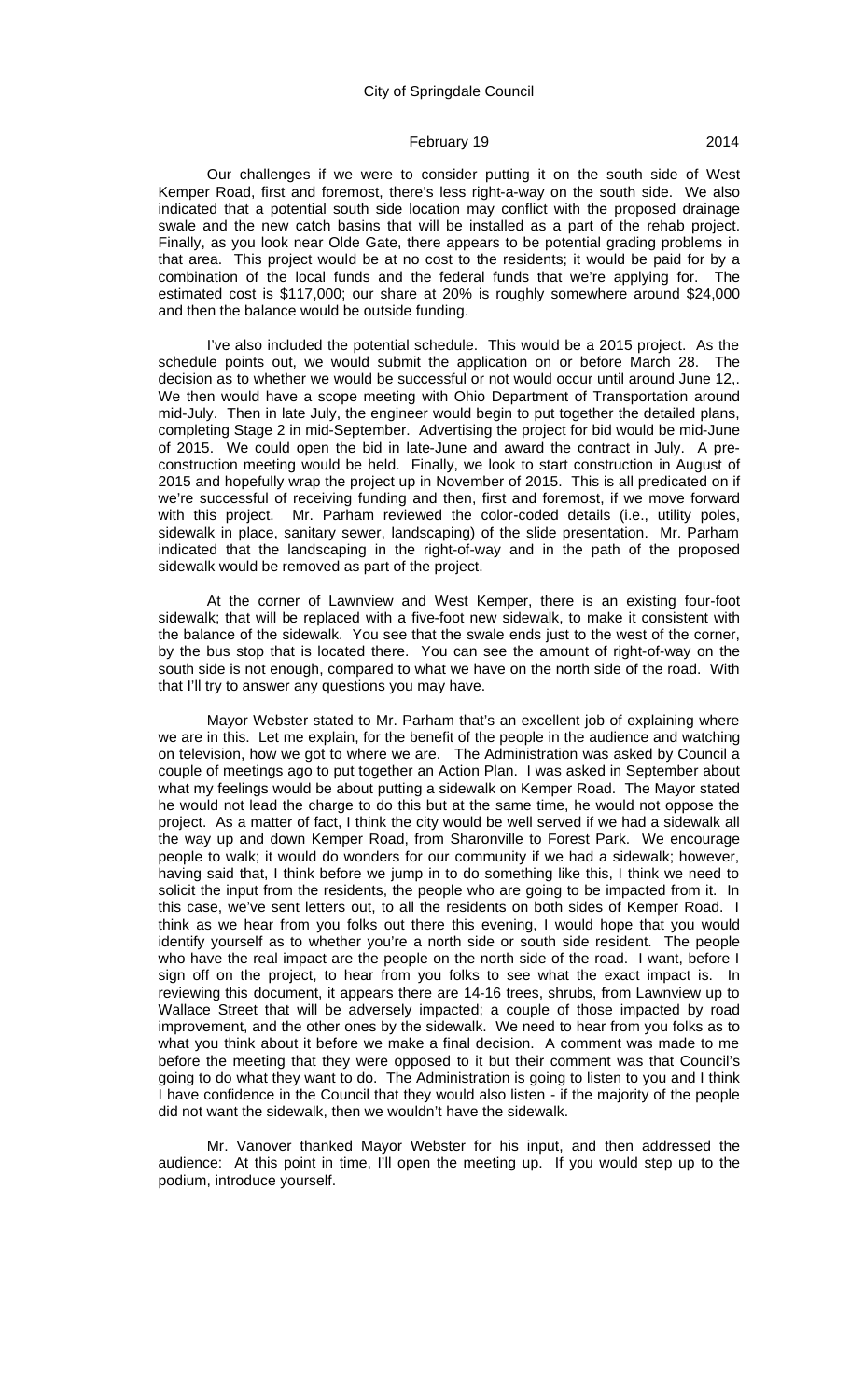Our challenges if we were to consider putting it on the south side of West Kemper Road, first and foremost, there's less right-a-way on the south side. We also indicated that a potential south side location may conflict with the proposed drainage swale and the new catch basins that will be installed as a part of the rehab project. Finally, as you look near Olde Gate, there appears to be potential grading problems in that area. This project would be at no cost to the residents; it would be paid for by a combination of the local funds and the federal funds that we're applying for. The estimated cost is $117,000; our share at 20% is roughly somewhere around $24,000 and then the balance would be outside funding.

I've also included the potential schedule. This would be a 2015 project. As the schedule points out, we would submit the application on or before March 28. The decision as to whether we would be successful or not would occur until around June 12,. We then would have a scope meeting with Ohio Department of Transportation around mid-July. Then in late July, the engineer would begin to put together the detailed plans, completing Stage 2 in mid-September. Advertising the project for bid would be mid-June of 2015. We could open the bid in late-June and award the contract in July. A pre-construction meeting would be held. Finally, we look to start construction in August of 2015 and hopefully wrap the project up in November of 2015. This is all predicated on if we're successful of receiving funding and then, first and foremost, if we move forward with this project. Mr. Parham reviewed the color-coded details (i.e., utility poles, sidewalk in place, sanitary sewer, landscaping) of the slide presentation. Mr. Parham indicated that the landscaping in the right-of-way and in the path of the proposed sidewalk would be removed as part of the project.

At the corner of Lawnview and West Kemper, there is an existing four-foot sidewalk; that will be replaced with a five-foot new sidewalk, to make it consistent with the balance of the sidewalk. You see that the swale ends just to the west of the corner, by the bus stop that is located there. You can see the amount of right-of-way on the south side is not enough, compared to what we have on the north side of the road. With that I'll try to answer any questions you may have.

Mayor Webster stated to Mr. Parham that's an excellent job of explaining where we are in this. Let me explain, for the benefit of the people in the audience and watching on television, how we got to where we are. The Administration was asked by Council a couple of meetings ago to put together an Action Plan. I was asked in September about what my feelings would be about putting a sidewalk on Kemper Road. The Mayor stated he would not lead the charge to do this but at the same time, he would not oppose the project. As a matter of fact, I think the city would be well served if we had a sidewalk all the way up and down Kemper Road, from Sharonville to Forest Park. We encourage people to walk; it would do wonders for our community if we had a sidewalk; however, having said that, I think before we jump in to do something like this, I think we need to solicit the input from the residents, the people who are going to be impacted from it. In this case, we've sent letters out, to all the residents on both sides of Kemper Road. I think as we hear from you folks out there this evening, I would hope that you would identify yourself as to whether you're a north side or south side resident. The people who have the real impact are the people on the north side of the road. I want, before I sign off on the project, to hear from you folks to see what the exact impact is. In reviewing this document, it appears there are 14-16 trees, shrubs, from Lawnview up to Wallace Street that will be adversely impacted; a couple of those impacted by road improvement, and the other ones by the sidewalk. We need to hear from you folks as to what you think about it before we make a final decision. A comment was made to me before the meeting that they were opposed to it but their comment was that Council's going to do what they want to do. The Administration is going to listen to you and I think I have confidence in the Council that they would also listen - if the majority of the people did not want the sidewalk, then we wouldn't have the sidewalk.

Mr. Vanover thanked Mayor Webster for his input, and then addressed the audience: At this point in time, I'll open the meeting up. If you would step up to the podium, introduce yourself.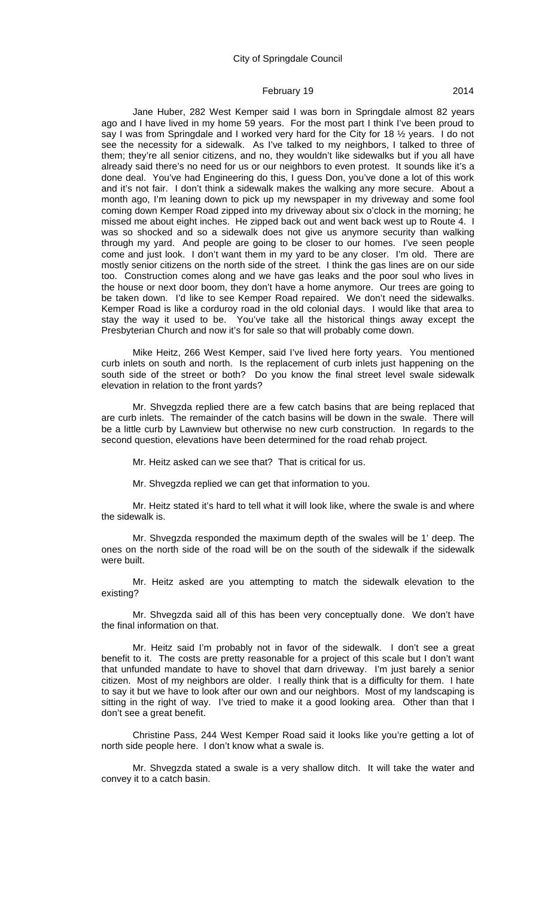Jane Huber, 282 West Kemper said I was born in Springdale almost 82 years ago and I have lived in my home 59 years. For the most part I think I've been proud to say I was from Springdale and I worked very hard for the City for 18 ½ years. I do not see the necessity for a sidewalk. As I've talked to my neighbors, I talked to three of them; they're all senior citizens, and no, they wouldn't like sidewalks but if you all have already said there's no need for us or our neighbors to even protest. It sounds like it's a done deal. You've had Engineering do this, I guess Don, you've done a lot of this work and it's not fair. I don't think a sidewalk makes the walking any more secure. About a month ago, I'm leaning down to pick up my newspaper in my driveway and some fool coming down Kemper Road zipped into my driveway about six o'clock in the morning; he missed me about eight inches. He zipped back out and went back west up to Route 4. I was so shocked and so a sidewalk does not give us anymore security than walking through my yard. And people are going to be closer to our homes. I've seen people come and just look. I don't want them in my yard to be any closer. I'm old. There are mostly senior citizens on the north side of the street. I think the gas lines are on our side too. Construction comes along and we have gas leaks and the poor soul who lives in the house or next door boom, they don't have a home anymore. Our trees are going to be taken down. I'd like to see Kemper Road repaired. We don't need the sidewalks. Kemper Road is like a corduroy road in the old colonial days. I would like that area to stay the way it used to be. You've take all the historical things away except the Presbyterian Church and now it's for sale so that will probably come down.

Mike Heitz, 266 West Kemper, said I've lived here forty years. You mentioned curb inlets on south and north. Is the replacement of curb inlets just happening on the south side of the street or both? Do you know the final street level swale sidewalk elevation in relation to the front yards?

Mr. Shvegzda replied there are a few catch basins that are being replaced that are curb inlets. The remainder of the catch basins will be down in the swale. There will be a little curb by Lawnview but otherwise no new curb construction. In regards to the second question, elevations have been determined for the road rehab project.

Mr. Heitz asked can we see that? That is critical for us.

Mr. Shvegzda replied we can get that information to you.

Mr. Heitz stated it's hard to tell what it will look like, where the swale is and where the sidewalk is.

Mr. Shvegzda responded the maximum depth of the swales will be 1' deep. The ones on the north side of the road will be on the south of the sidewalk if the sidewalk were built.

Mr. Heitz asked are you attempting to match the sidewalk elevation to the existing?

Mr. Shvegzda said all of this has been very conceptually done. We don't have the final information on that.

Mr. Heitz said I'm probably not in favor of the sidewalk. I don't see a great benefit to it. The costs are pretty reasonable for a project of this scale but I don't want that unfunded mandate to have to shovel that darn driveway. I'm just barely a senior citizen. Most of my neighbors are older. I really think that is a difficulty for them. I hate to say it but we have to look after our own and our neighbors. Most of my landscaping is sitting in the right of way. I've tried to make it a good looking area. Other than that I don't see a great benefit.

Christine Pass, 244 West Kemper Road said it looks like you're getting a lot of north side people here. I don't know what a swale is.

Mr. Shvegzda stated a swale is a very shallow ditch. It will take the water and convey it to a catch basin.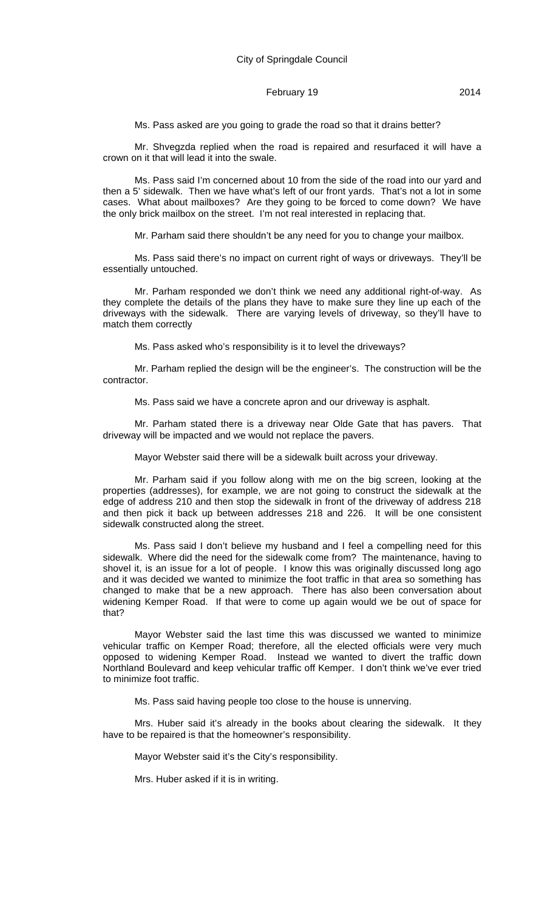Ms. Pass asked are you going to grade the road so that it drains better?

Mr. Shvegzda replied when the road is repaired and resurfaced it will have a crown on it that will lead it into the swale.

Ms. Pass said I'm concerned about 10 from the side of the road into our yard and then a 5' sidewalk. Then we have what's left of our front yards. That's not a lot in some cases. What about mailboxes? Are they going to be forced to come down? We have the only brick mailbox on the street. I'm not real interested in replacing that.

Mr. Parham said there shouldn't be any need for you to change your mailbox.

Ms. Pass said there's no impact on current right of ways or driveways. They'll be essentially untouched.

Mr. Parham responded we don't think we need any additional right-of-way. As they complete the details of the plans they have to make sure they line up each of the driveways with the sidewalk. There are varying levels of driveway, so they'll have to match them correctly

Ms. Pass asked who's responsibility is it to level the driveways?

Mr. Parham replied the design will be the engineer's. The construction will be the contractor.

Ms. Pass said we have a concrete apron and our driveway is asphalt.

Mr. Parham stated there is a driveway near Olde Gate that has pavers. That driveway will be impacted and we would not replace the pavers.

Mayor Webster said there will be a sidewalk built across your driveway.

Mr. Parham said if you follow along with me on the big screen, looking at the properties (addresses), for example, we are not going to construct the sidewalk at the edge of address 210 and then stop the sidewalk in front of the driveway of address 218 and then pick it back up between addresses 218 and 226. It will be one consistent sidewalk constructed along the street.

Ms. Pass said I don't believe my husband and I feel a compelling need for this sidewalk. Where did the need for the sidewalk come from? The maintenance, having to shovel it, is an issue for a lot of people. I know this was originally discussed long ago and it was decided we wanted to minimize the foot traffic in that area so something has changed to make that be a new approach. There has also been conversation about widening Kemper Road. If that were to come up again would we be out of space for that?

Mayor Webster said the last time this was discussed we wanted to minimize vehicular traffic on Kemper Road; therefore, all the elected officials were very much opposed to widening Kemper Road. Instead we wanted to divert the traffic down Northland Boulevard and keep vehicular traffic off Kemper. I don't think we've ever tried to minimize foot traffic.

Ms. Pass said having people too close to the house is unnerving.

Mrs. Huber said it's already in the books about clearing the sidewalk. It they have to be repaired is that the homeowner's responsibility.

Mayor Webster said it's the City's responsibility.

Mrs. Huber asked if it is in writing.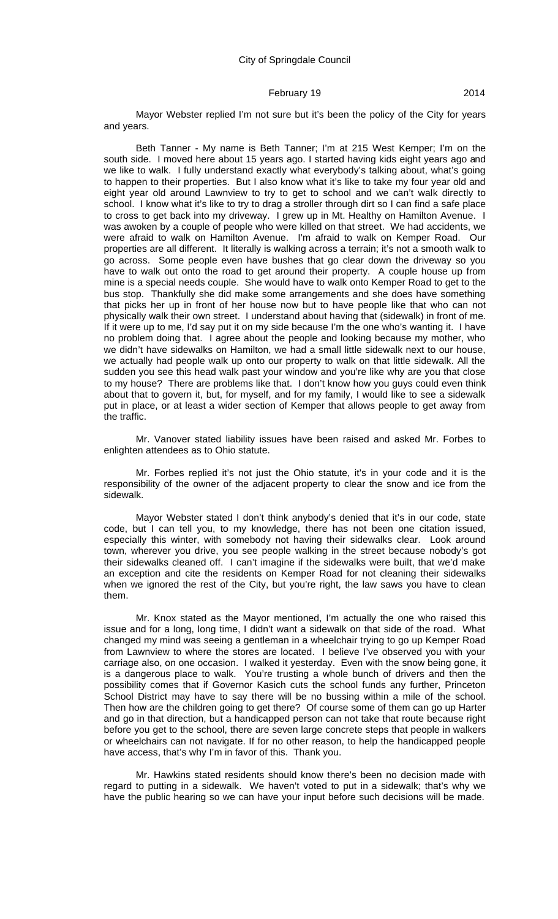Mayor Webster replied I'm not sure but it's been the policy of the City for years and years.

Beth Tanner - My name is Beth Tanner; I'm at 215 West Kemper; I'm on the south side. I moved here about 15 years ago. I started having kids eight years ago and we like to walk. I fully understand exactly what everybody's talking about, what's going to happen to their properties. But I also know what it's like to take my four year old and eight year old around Lawnview to try to get to school and we can't walk directly to school. I know what it's like to try to drag a stroller through dirt so I can find a safe place to cross to get back into my driveway. I grew up in Mt. Healthy on Hamilton Avenue. I was awoken by a couple of people who were killed on that street. We had accidents, we were afraid to walk on Hamilton Avenue. I'm afraid to walk on Kemper Road. Our properties are all different. It literally is walking across a terrain; it's not a smooth walk to go across. Some people even have bushes that go clear down the driveway so you have to walk out onto the road to get around their property. A couple house up from mine is a special needs couple. She would have to walk onto Kemper Road to get to the bus stop. Thankfully she did make some arrangements and she does have something that picks her up in front of her house now but to have people like that who can not physically walk their own street. I understand about having that (sidewalk) in front of me. If it were up to me, I'd say put it on my side because I'm the one who's wanting it. I have no problem doing that. I agree about the people and looking because my mother, who we didn't have sidewalks on Hamilton, we had a small little sidewalk next to our house, we actually had people walk up onto our property to walk on that little sidewalk. All the sudden you see this head walk past your window and you're like why are you that close to my house? There are problems like that. I don't know how you guys could even think about that to govern it, but, for myself, and for my family, I would like to see a sidewalk put in place, or at least a wider section of Kemper that allows people to get away from the traffic.

Mr. Vanover stated liability issues have been raised and asked Mr. Forbes to enlighten attendees as to Ohio statute.

Mr. Forbes replied it's not just the Ohio statute, it's in your code and it is the responsibility of the owner of the adjacent property to clear the snow and ice from the sidewalk.

Mayor Webster stated I don't think anybody's denied that it's in our code, state code, but I can tell you, to my knowledge, there has not been one citation issued, especially this winter, with somebody not having their sidewalks clear. Look around town, wherever you drive, you see people walking in the street because nobody's got their sidewalks cleaned off. I can't imagine if the sidewalks were built, that we'd make an exception and cite the residents on Kemper Road for not cleaning their sidewalks when we ignored the rest of the City, but you're right, the law saws you have to clean them.

Mr. Knox stated as the Mayor mentioned, I'm actually the one who raised this issue and for a long, long time, I didn't want a sidewalk on that side of the road. What changed my mind was seeing a gentleman in a wheelchair trying to go up Kemper Road from Lawnview to where the stores are located. I believe I've observed you with your carriage also, on one occasion. I walked it yesterday. Even with the snow being gone, it is a dangerous place to walk. You're trusting a whole bunch of drivers and then the possibility comes that if Governor Kasich cuts the school funds any further, Princeton School District may have to say there will be no bussing within a mile of the school. Then how are the children going to get there? Of course some of them can go up Harter and go in that direction, but a handicapped person can not take that route because right before you get to the school, there are seven large concrete steps that people in walkers or wheelchairs can not navigate. If for no other reason, to help the handicapped people have access, that's why I'm in favor of this. Thank you.

Mr. Hawkins stated residents should know there's been no decision made with regard to putting in a sidewalk. We haven't voted to put in a sidewalk; that's why we have the public hearing so we can have your input before such decisions will be made.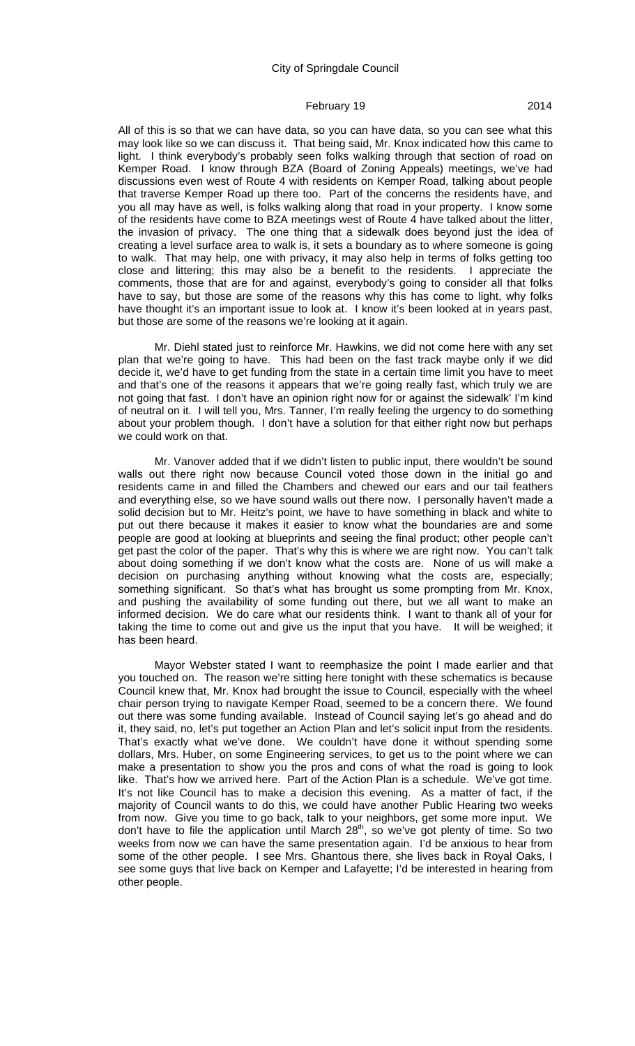All of this is so that we can have data, so you can have data, so you can see what this may look like so we can discuss it. That being said, Mr. Knox indicated how this came to light. I think everybody's probably seen folks walking through that section of road on Kemper Road. I know through BZA (Board of Zoning Appeals) meetings, we've had discussions even west of Route 4 with residents on Kemper Road, talking about people that traverse Kemper Road up there too. Part of the concerns the residents have, and you all may have as well, is folks walking along that road in your property. I know some of the residents have come to BZA meetings west of Route 4 have talked about the litter, the invasion of privacy. The one thing that a sidewalk does beyond just the idea of creating a level surface area to walk is, it sets a boundary as to where someone is going to walk. That may help, one with privacy, it may also help in terms of folks getting too close and littering; this may also be a benefit to the residents. I appreciate the comments, those that are for and against, everybody's going to consider all that folks have to say, but those are some of the reasons why this has come to light, why folks have thought it's an important issue to look at. I know it's been looked at in years past, but those are some of the reasons we're looking at it again.

Mr. Diehl stated just to reinforce Mr. Hawkins, we did not come here with any set plan that we're going to have. This had been on the fast track maybe only if we did decide it, we'd have to get funding from the state in a certain time limit you have to meet and that's one of the reasons it appears that we're going really fast, which truly we are not going that fast. I don't have an opinion right now for or against the sidewalk' I'm kind of neutral on it. I will tell you, Mrs. Tanner, I'm really feeling the urgency to do something about your problem though. I don't have a solution for that either right now but perhaps we could work on that.

Mr. Vanover added that if we didn't listen to public input, there wouldn't be sound walls out there right now because Council voted those down in the initial go and residents came in and filled the Chambers and chewed our ears and our tail feathers and everything else, so we have sound walls out there now. I personally haven't made a solid decision but to Mr. Heitz's point, we have to have something in black and white to put out there because it makes it easier to know what the boundaries are and some people are good at looking at blueprints and seeing the final product; other people can't get past the color of the paper. That's why this is where we are right now. You can't talk about doing something if we don't know what the costs are. None of us will make a decision on purchasing anything without knowing what the costs are, especially; something significant. So that's what has brought us some prompting from Mr. Knox, and pushing the availability of some funding out there, but we all want to make an informed decision. We do care what our residents think. I want to thank all of your for taking the time to come out and give us the input that you have. It will be weighed; it has been heard.

Mayor Webster stated I want to reemphasize the point I made earlier and that you touched on. The reason we're sitting here tonight with these schematics is because Council knew that, Mr. Knox had brought the issue to Council, especially with the wheel chair person trying to navigate Kemper Road, seemed to be a concern there. We found out there was some funding available. Instead of Council saying let's go ahead and do it, they said, no, let's put together an Action Plan and let's solicit input from the residents. That's exactly what we've done. We couldn't have done it without spending some dollars, Mrs. Huber, on some Engineering services, to get us to the point where we can make a presentation to show you the pros and cons of what the road is going to look like. That's how we arrived here. Part of the Action Plan is a schedule. We've got time. It's not like Council has to make a decision this evening. As a matter of fact, if the majority of Council wants to do this, we could have another Public Hearing two weeks from now. Give you time to go back, talk to your neighbors, get some more input. We don't have to file the application until March 28th, so we've got plenty of time. So two weeks from now we can have the same presentation again. I'd be anxious to hear from some of the other people. I see Mrs. Ghantous there, she lives back in Royal Oaks, I see some guys that live back on Kemper and Lafayette; I'd be interested in hearing from other people.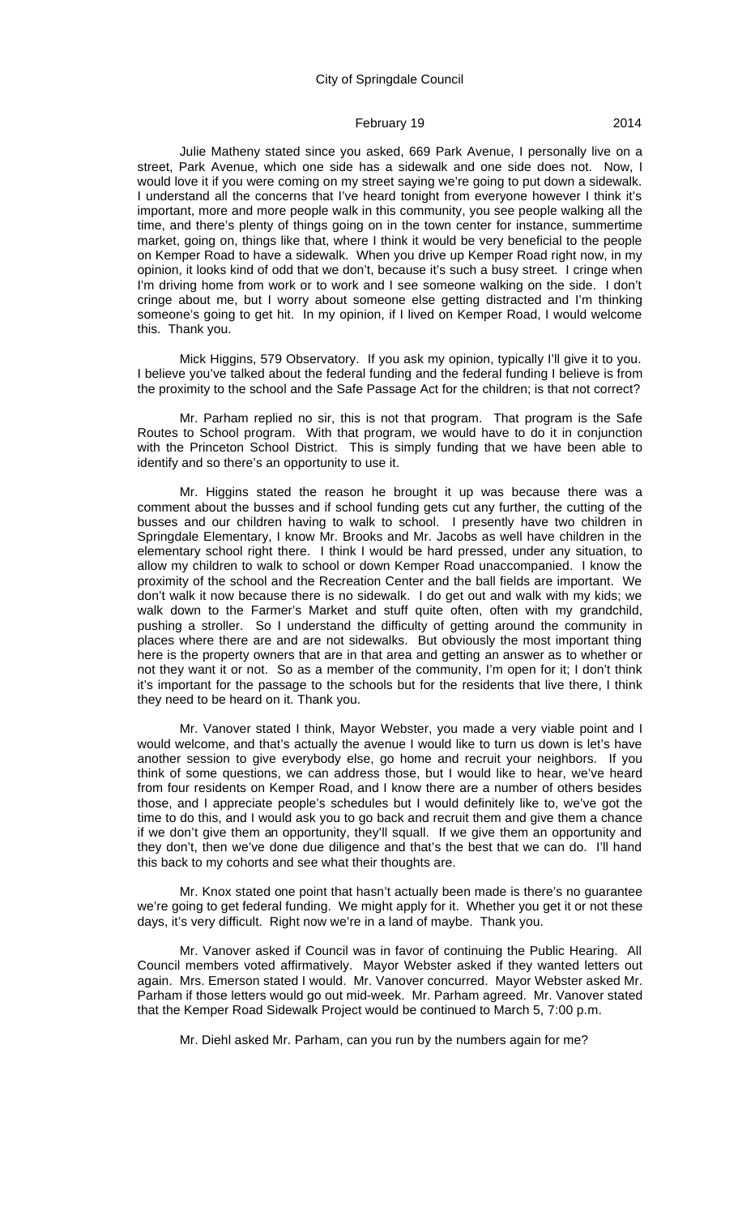Julie Matheny stated since you asked, 669 Park Avenue, I personally live on a street, Park Avenue, which one side has a sidewalk and one side does not. Now, I would love it if you were coming on my street saying we're going to put down a sidewalk. I understand all the concerns that I've heard tonight from everyone however I think it's important, more and more people walk in this community, you see people walking all the time, and there's plenty of things going on in the town center for instance, summertime market, going on, things like that, where I think it would be very beneficial to the people on Kemper Road to have a sidewalk. When you drive up Kemper Road right now, in my opinion, it looks kind of odd that we don't, because it's such a busy street. I cringe when I'm driving home from work or to work and I see someone walking on the side. I don't cringe about me, but I worry about someone else getting distracted and I'm thinking someone's going to get hit. In my opinion, if I lived on Kemper Road, I would welcome this. Thank you.

Mick Higgins, 579 Observatory. If you ask my opinion, typically I'll give it to you. I believe you've talked about the federal funding and the federal funding I believe is from the proximity to the school and the Safe Passage Act for the children; is that not correct?

Mr. Parham replied no sir, this is not that program. That program is the Safe Routes to School program. With that program, we would have to do it in conjunction with the Princeton School District. This is simply funding that we have been able to identify and so there's an opportunity to use it.

Mr. Higgins stated the reason he brought it up was because there was a comment about the busses and if school funding gets cut any further, the cutting of the busses and our children having to walk to school. I presently have two children in Springdale Elementary, I know Mr. Brooks and Mr. Jacobs as well have children in the elementary school right there. I think I would be hard pressed, under any situation, to allow my children to walk to school or down Kemper Road unaccompanied. I know the proximity of the school and the Recreation Center and the ball fields are important. We don't walk it now because there is no sidewalk. I do get out and walk with my kids; we walk down to the Farmer's Market and stuff quite often, often with my grandchild, pushing a stroller. So I understand the difficulty of getting around the community in places where there are and are not sidewalks. But obviously the most important thing here is the property owners that are in that area and getting an answer as to whether or not they want it or not. So as a member of the community, I'm open for it; I don't think it's important for the passage to the schools but for the residents that live there, I think they need to be heard on it. Thank you.

Mr. Vanover stated I think, Mayor Webster, you made a very viable point and I would welcome, and that's actually the avenue I would like to turn us down is let's have another session to give everybody else, go home and recruit your neighbors. If you think of some questions, we can address those, but I would like to hear, we've heard from four residents on Kemper Road, and I know there are a number of others besides those, and I appreciate people's schedules but I would definitely like to, we've got the time to do this, and I would ask you to go back and recruit them and give them a chance if we don't give them an opportunity, they'll squall. If we give them an opportunity and they don't, then we've done due diligence and that's the best that we can do. I'll hand this back to my cohorts and see what their thoughts are.

Mr. Knox stated one point that hasn't actually been made is there's no guarantee we're going to get federal funding. We might apply for it. Whether you get it or not these days, it's very difficult. Right now we're in a land of maybe. Thank you.

Mr. Vanover asked if Council was in favor of continuing the Public Hearing. All Council members voted affirmatively. Mayor Webster asked if they wanted letters out again. Mrs. Emerson stated I would. Mr. Vanover concurred. Mayor Webster asked Mr. Parham if those letters would go out mid-week. Mr. Parham agreed. Mr. Vanover stated that the Kemper Road Sidewalk Project would be continued to March 5, 7:00 p.m.

Mr. Diehl asked Mr. Parham, can you run by the numbers again for me?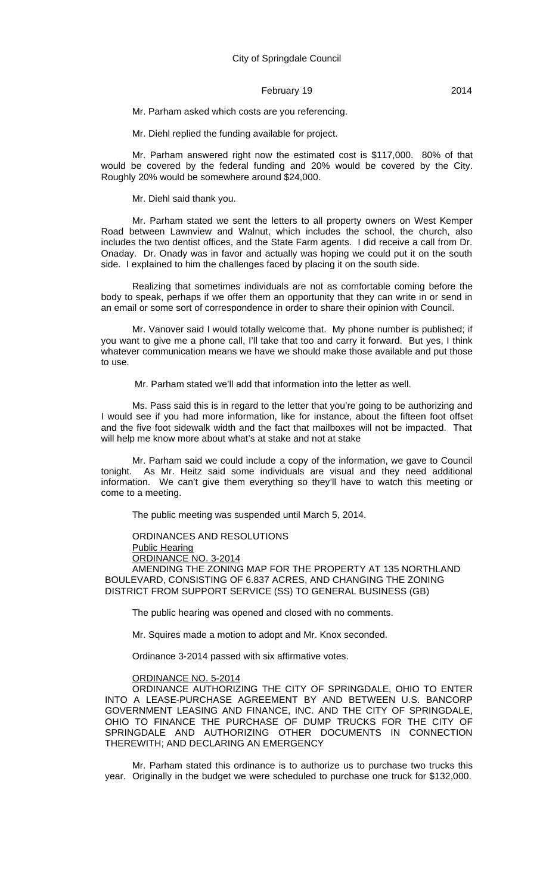Mr. Parham asked which costs are you referencing.

Mr. Diehl replied the funding available for project.

Mr. Parham answered right now the estimated cost is $117,000. 80% of that would be covered by the federal funding and 20% would be covered by the City. Roughly 20% would be somewhere around $24,000.

Mr. Diehl said thank you.

Mr. Parham stated we sent the letters to all property owners on West Kemper Road between Lawnview and Walnut, which includes the school, the church, also includes the two dentist offices, and the State Farm agents. I did receive a call from Dr. Onaday. Dr. Onady was in favor and actually was hoping we could put it on the south side. I explained to him the challenges faced by placing it on the south side.

Realizing that sometimes individuals are not as comfortable coming before the body to speak, perhaps if we offer them an opportunity that they can write in or send in an email or some sort of correspondence in order to share their opinion with Council.

Mr. Vanover said I would totally welcome that. My phone number is published; if you want to give me a phone call, I'll take that too and carry it forward. But yes, I think whatever communication means we have we should make those available and put those to use.

Mr. Parham stated we'll add that information into the letter as well.

Ms. Pass said this is in regard to the letter that you're going to be authorizing and I would see if you had more information, like for instance, about the fifteen foot offset and the five foot sidewalk width and the fact that mailboxes will not be impacted. That will help me know more about what's at stake and not at stake

Mr. Parham said we could include a copy of the information, we gave to Council tonight. As Mr. Heitz said some individuals are visual and they need additional information. We can't give them everything so they'll have to watch this meeting or come to a meeting.

The public meeting was suspended until March 5, 2014.

ORDINANCES AND RESOLUTIONS

Public Hearing

ORDINANCE NO. 3-2014

AMENDING THE ZONING MAP FOR THE PROPERTY AT 135 NORTHLAND BOULEVARD, CONSISTING OF 6.837 ACRES, AND CHANGING THE ZONING DISTRICT FROM SUPPORT SERVICE (SS) TO GENERAL BUSINESS (GB)

The public hearing was opened and closed with no comments.

Mr. Squires made a motion to adopt and Mr. Knox seconded.

Ordinance 3-2014 passed with six affirmative votes.

ORDINANCE NO. 5-2014

ORDINANCE AUTHORIZING THE CITY OF SPRINGDALE, OHIO TO ENTER INTO A LEASE-PURCHASE AGREEMENT BY AND BETWEEN U.S. BANCORP GOVERNMENT LEASING AND FINANCE, INC. AND THE CITY OF SPRINGDALE, OHIO TO FINANCE THE PURCHASE OF DUMP TRUCKS FOR THE CITY OF SPRINGDALE AND AUTHORIZING OTHER DOCUMENTS IN CONNECTION THEREWITH; AND DECLARING AN EMERGENCY

Mr. Parham stated this ordinance is to authorize us to purchase two trucks this year. Originally in the budget we were scheduled to purchase one truck for $132,000.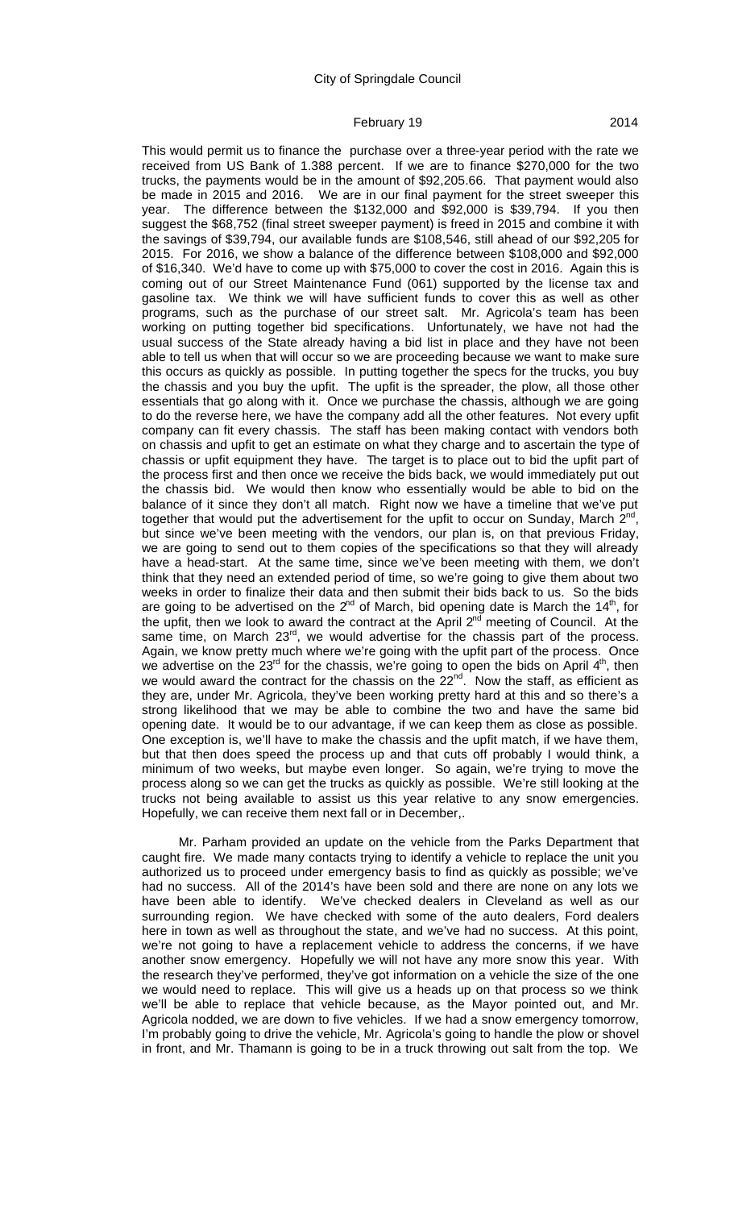This would permit us to finance the purchase over a three-year period with the rate we received from US Bank of 1.388 percent. If we are to finance $270,000 for the two trucks, the payments would be in the amount of $92,205.66. That payment would also be made in 2015 and 2016. We are in our final payment for the street sweeper this year. The difference between the $132,000 and $92,000 is $39,794. If you then suggest the $68,752 (final street sweeper payment) is freed in 2015 and combine it with the savings of $39,794, our available funds are $108,546, still ahead of our $92,205 for 2015. For 2016, we show a balance of the difference between $108,000 and $92,000 of $16,340. We'd have to come up with $75,000 to cover the cost in 2016. Again this is coming out of our Street Maintenance Fund (061) supported by the license tax and gasoline tax. We think we will have sufficient funds to cover this as well as other programs, such as the purchase of our street salt. Mr. Agricola's team has been working on putting together bid specifications. Unfortunately, we have not had the usual success of the State already having a bid list in place and they have not been able to tell us when that will occur so we are proceeding because we want to make sure this occurs as quickly as possible. In putting together the specs for the trucks, you buy the chassis and you buy the upfit. The upfit is the spreader, the plow, all those other essentials that go along with it. Once we purchase the chassis, although we are going to do the reverse here, we have the company add all the other features. Not every upfit company can fit every chassis. The staff has been making contact with vendors both on chassis and upfit to get an estimate on what they charge and to ascertain the type of chassis or upfit equipment they have. The target is to place out to bid the upfit part of the process first and then once we receive the bids back, we would immediately put out the chassis bid. We would then know who essentially would be able to bid on the balance of it since they don't all match. Right now we have a timeline that we've put together that would put the advertisement for the upfit to occur on Sunday, March 2nd, but since we've been meeting with the vendors, our plan is, on that previous Friday, we are going to send out to them copies of the specifications so that they will already have a head-start. At the same time, since we've been meeting with them, we don't think that they need an extended period of time, so we're going to give them about two weeks in order to finalize their data and then submit their bids back to us. So the bids are going to be advertised on the 2nd of March, bid opening date is March the 14th, for the upfit, then we look to award the contract at the April 2nd meeting of Council. At the same time, on March 23rd, we would advertise for the chassis part of the process. Again, we know pretty much where we're going with the upfit part of the process. Once we advertise on the 23rd for the chassis, we're going to open the bids on April 4th, then we would award the contract for the chassis on the 22nd. Now the staff, as efficient as they are, under Mr. Agricola, they've been working pretty hard at this and so there's a strong likelihood that we may be able to combine the two and have the same bid opening date. It would be to our advantage, if we can keep them as close as possible. One exception is, we'll have to make the chassis and the upfit match, if we have them, but that then does speed the process up and that cuts off probably I would think, a minimum of two weeks, but maybe even longer. So again, we're trying to move the process along so we can get the trucks as quickly as possible. We're still looking at the trucks not being available to assist us this year relative to any snow emergencies. Hopefully, we can receive them next fall or in December,.

Mr. Parham provided an update on the vehicle from the Parks Department that caught fire. We made many contacts trying to identify a vehicle to replace the unit you authorized us to proceed under emergency basis to find as quickly as possible; we've had no success. All of the 2014's have been sold and there are none on any lots we have been able to identify. We've checked dealers in Cleveland as well as our surrounding region. We have checked with some of the auto dealers, Ford dealers here in town as well as throughout the state, and we've had no success. At this point, we're not going to have a replacement vehicle to address the concerns, if we have another snow emergency. Hopefully we will not have any more snow this year. With the research they've performed, they've got information on a vehicle the size of the one we would need to replace. This will give us a heads up on that process so we think we'll be able to replace that vehicle because, as the Mayor pointed out, and Mr. Agricola nodded, we are down to five vehicles. If we had a snow emergency tomorrow, I'm probably going to drive the vehicle, Mr. Agricola's going to handle the plow or shovel in front, and Mr. Thamann is going to be in a truck throwing out salt from the top. We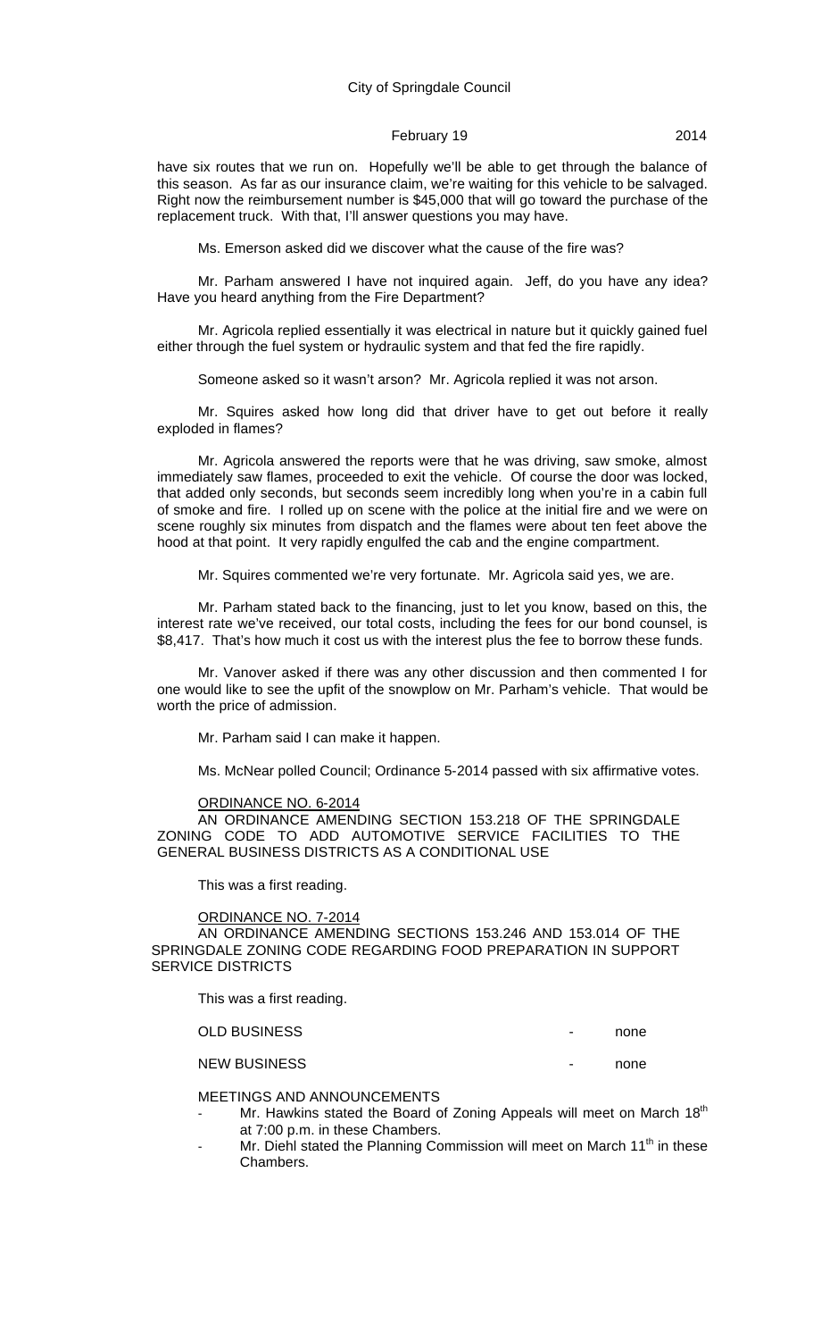have six routes that we run on. Hopefully we'll be able to get through the balance of this season. As far as our insurance claim, we're waiting for this vehicle to be salvaged. Right now the reimbursement number is $45,000 that will go toward the purchase of the replacement truck. With that, I'll answer questions you may have.

Ms. Emerson asked did we discover what the cause of the fire was?

Mr. Parham answered I have not inquired again. Jeff, do you have any idea? Have you heard anything from the Fire Department?

Mr. Agricola replied essentially it was electrical in nature but it quickly gained fuel either through the fuel system or hydraulic system and that fed the fire rapidly.

Someone asked so it wasn't arson? Mr. Agricola replied it was not arson.

Mr. Squires asked how long did that driver have to get out before it really exploded in flames?

Mr. Agricola answered the reports were that he was driving, saw smoke, almost immediately saw flames, proceeded to exit the vehicle. Of course the door was locked, that added only seconds, but seconds seem incredibly long when you're in a cabin full of smoke and fire. I rolled up on scene with the police at the initial fire and we were on scene roughly six minutes from dispatch and the flames were about ten feet above the hood at that point. It very rapidly engulfed the cab and the engine compartment.

Mr. Squires commented we're very fortunate. Mr. Agricola said yes, we are.

Mr. Parham stated back to the financing, just to let you know, based on this, the interest rate we've received, our total costs, including the fees for our bond counsel, is $8,417. That's how much it cost us with the interest plus the fee to borrow these funds.

Mr. Vanover asked if there was any other discussion and then commented I for one would like to see the upfit of the snowplow on Mr. Parham's vehicle. That would be worth the price of admission.

Mr. Parham said I can make it happen.

Ms. McNear polled Council; Ordinance 5-2014 passed with six affirmative votes.

ORDINANCE NO. 6-2014

AN ORDINANCE AMENDING SECTION 153.218 OF THE SPRINGDALE ZONING CODE TO ADD AUTOMOTIVE SERVICE FACILITIES TO THE GENERAL BUSINESS DISTRICTS AS A CONDITIONAL USE

This was a first reading.

ORDINANCE NO. 7-2014

AN ORDINANCE AMENDING SECTIONS 153.246 AND 153.014 OF THE SPRINGDALE ZONING CODE REGARDING FOOD PREPARATION IN SUPPORT SERVICE DISTRICTS

This was a first reading.

OLD BUSINESS - none

NEW BUSINESS - none

MEETINGS AND ANNOUNCEMENTS

- Mr. Hawkins stated the Board of Zoning Appeals will meet on March 18th at 7:00 p.m. in these Chambers.
- Mr. Diehl stated the Planning Commission will meet on March 11th in these Chambers.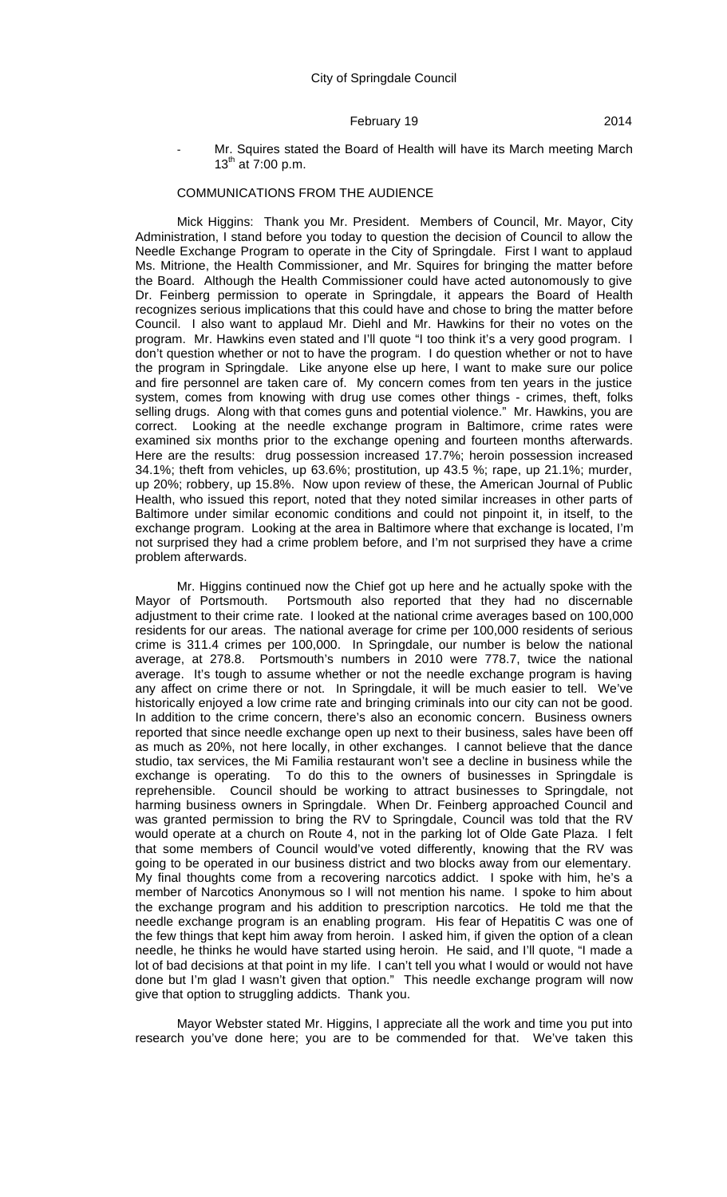- Mr. Squires stated the Board of Health will have its March meeting March 13th at 7:00 p.m.

COMMUNICATIONS FROM THE AUDIENCE

Mick Higgins: Thank you Mr. President. Members of Council, Mr. Mayor, City Administration, I stand before you today to question the decision of Council to allow the Needle Exchange Program to operate in the City of Springdale. First I want to applaud Ms. Mitrione, the Health Commissioner, and Mr. Squires for bringing the matter before the Board. Although the Health Commissioner could have acted autonomously to give Dr. Feinberg permission to operate in Springdale, it appears the Board of Health recognizes serious implications that this could have and chose to bring the matter before Council. I also want to applaud Mr. Diehl and Mr. Hawkins for their no votes on the program. Mr. Hawkins even stated and I'll quote "I too think it's a very good program. I don't question whether or not to have the program. I do question whether or not to have the program in Springdale. Like anyone else up here, I want to make sure our police and fire personnel are taken care of. My concern comes from ten years in the justice system, comes from knowing with drug use comes other things - crimes, theft, folks selling drugs. Along with that comes guns and potential violence." Mr. Hawkins, you are correct. Looking at the needle exchange program in Baltimore, crime rates were examined six months prior to the exchange opening and fourteen months afterwards. Here are the results: drug possession increased 17.7%; heroin possession increased 34.1%; theft from vehicles, up 63.6%; prostitution, up 43.5 %; rape, up 21.1%; murder, up 20%; robbery, up 15.8%. Now upon review of these, the American Journal of Public Health, who issued this report, noted that they noted similar increases in other parts of Baltimore under similar economic conditions and could not pinpoint it, in itself, to the exchange program. Looking at the area in Baltimore where that exchange is located, I'm not surprised they had a crime problem before, and I'm not surprised they have a crime problem afterwards.

Mr. Higgins continued now the Chief got up here and he actually spoke with the Mayor of Portsmouth. Portsmouth also reported that they had no discernable adjustment to their crime rate. I looked at the national crime averages based on 100,000 residents for our areas. The national average for crime per 100,000 residents of serious crime is 311.4 crimes per 100,000. In Springdale, our number is below the national average, at 278.8. Portsmouth's numbers in 2010 were 778.7, twice the national average. It's tough to assume whether or not the needle exchange program is having any affect on crime there or not. In Springdale, it will be much easier to tell. We've historically enjoyed a low crime rate and bringing criminals into our city can not be good. In addition to the crime concern, there's also an economic concern. Business owners reported that since needle exchange open up next to their business, sales have been off as much as 20%, not here locally, in other exchanges. I cannot believe that the dance studio, tax services, the Mi Familia restaurant won't see a decline in business while the exchange is operating. To do this to the owners of businesses in Springdale is reprehensible. Council should be working to attract businesses to Springdale, not harming business owners in Springdale. When Dr. Feinberg approached Council and was granted permission to bring the RV to Springdale, Council was told that the RV would operate at a church on Route 4, not in the parking lot of Olde Gate Plaza. I felt that some members of Council would've voted differently, knowing that the RV was going to be operated in our business district and two blocks away from our elementary. My final thoughts come from a recovering narcotics addict. I spoke with him, he's a member of Narcotics Anonymous so I will not mention his name. I spoke to him about the exchange program and his addition to prescription narcotics. He told me that the needle exchange program is an enabling program. His fear of Hepatitis C was one of the few things that kept him away from heroin. I asked him, if given the option of a clean needle, he thinks he would have started using heroin. He said, and I'll quote, "I made a lot of bad decisions at that point in my life. I can't tell you what I would or would not have done but I'm glad I wasn't given that option." This needle exchange program will now give that option to struggling addicts. Thank you.

Mayor Webster stated Mr. Higgins, I appreciate all the work and time you put into research you've done here; you are to be commended for that. We've taken this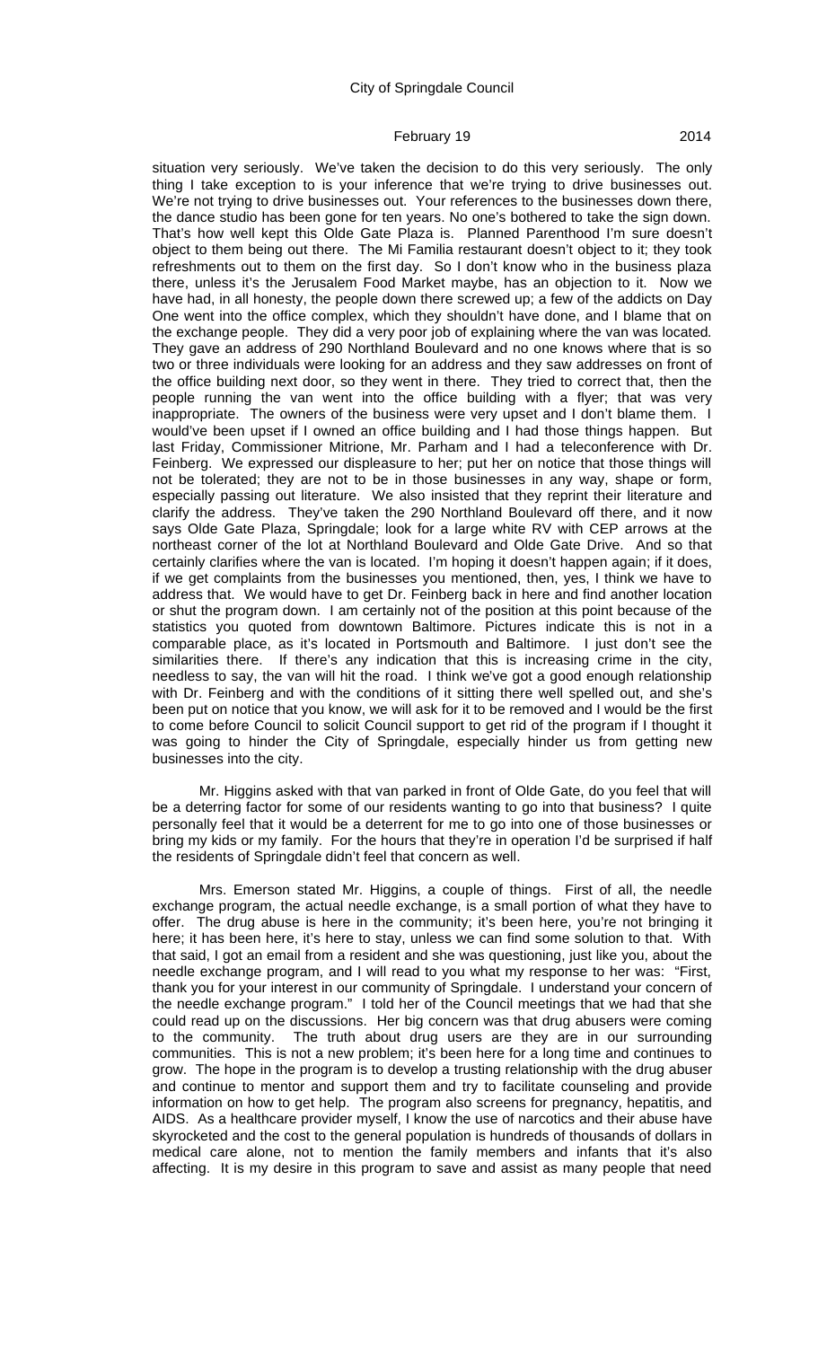situation very seriously. We've taken the decision to do this very seriously. The only thing I take exception to is your inference that we're trying to drive businesses out. We're not trying to drive businesses out. Your references to the businesses down there, the dance studio has been gone for ten years. No one's bothered to take the sign down. That's how well kept this Olde Gate Plaza is. Planned Parenthood I'm sure doesn't object to them being out there. The Mi Familia restaurant doesn't object to it; they took refreshments out to them on the first day. So I don't know who in the business plaza there, unless it's the Jerusalem Food Market maybe, has an objection to it. Now we have had, in all honesty, the people down there screwed up; a few of the addicts on Day One went into the office complex, which they shouldn't have done, and I blame that on the exchange people. They did a very poor job of explaining where the van was located. They gave an address of 290 Northland Boulevard and no one knows where that is so two or three individuals were looking for an address and they saw addresses on front of the office building next door, so they went in there. They tried to correct that, then the people running the van went into the office building with a flyer; that was very inappropriate. The owners of the business were very upset and I don't blame them. I would've been upset if I owned an office building and I had those things happen. But last Friday, Commissioner Mitrione, Mr. Parham and I had a teleconference with Dr. Feinberg. We expressed our displeasure to her; put her on notice that those things will not be tolerated; they are not to be in those businesses in any way, shape or form, especially passing out literature. We also insisted that they reprint their literature and clarify the address. They've taken the 290 Northland Boulevard off there, and it now says Olde Gate Plaza, Springdale; look for a large white RV with CEP arrows at the northeast corner of the lot at Northland Boulevard and Olde Gate Drive. And so that certainly clarifies where the van is located. I'm hoping it doesn't happen again; if it does, if we get complaints from the businesses you mentioned, then, yes, I think we have to address that. We would have to get Dr. Feinberg back in here and find another location or shut the program down. I am certainly not of the position at this point because of the statistics you quoted from downtown Baltimore. Pictures indicate this is not in a comparable place, as it's located in Portsmouth and Baltimore. I just don't see the similarities there. If there's any indication that this is increasing crime in the city, needless to say, the van will hit the road. I think we've got a good enough relationship with Dr. Feinberg and with the conditions of it sitting there well spelled out, and she's been put on notice that you know, we will ask for it to be removed and I would be the first to come before Council to solicit Council support to get rid of the program if I thought it was going to hinder the City of Springdale, especially hinder us from getting new businesses into the city.

Mr. Higgins asked with that van parked in front of Olde Gate, do you feel that will be a deterring factor for some of our residents wanting to go into that business? I quite personally feel that it would be a deterrent for me to go into one of those businesses or bring my kids or my family. For the hours that they're in operation I'd be surprised if half the residents of Springdale didn't feel that concern as well.

Mrs. Emerson stated Mr. Higgins, a couple of things. First of all, the needle exchange program, the actual needle exchange, is a small portion of what they have to offer. The drug abuse is here in the community; it's been here, you're not bringing it here; it has been here, it's here to stay, unless we can find some solution to that. With that said, I got an email from a resident and she was questioning, just like you, about the needle exchange program, and I will read to you what my response to her was: "First, thank you for your interest in our community of Springdale. I understand your concern of the needle exchange program." I told her of the Council meetings that we had that she could read up on the discussions. Her big concern was that drug abusers were coming to the community. The truth about drug users are they are in our surrounding communities. This is not a new problem; it's been here for a long time and continues to grow. The hope in the program is to develop a trusting relationship with the drug abuser and continue to mentor and support them and try to facilitate counseling and provide information on how to get help. The program also screens for pregnancy, hepatitis, and AIDS. As a healthcare provider myself, I know the use of narcotics and their abuse have skyrocketed and the cost to the general population is hundreds of thousands of dollars in medical care alone, not to mention the family members and infants that it's also affecting. It is my desire in this program to save and assist as many people that need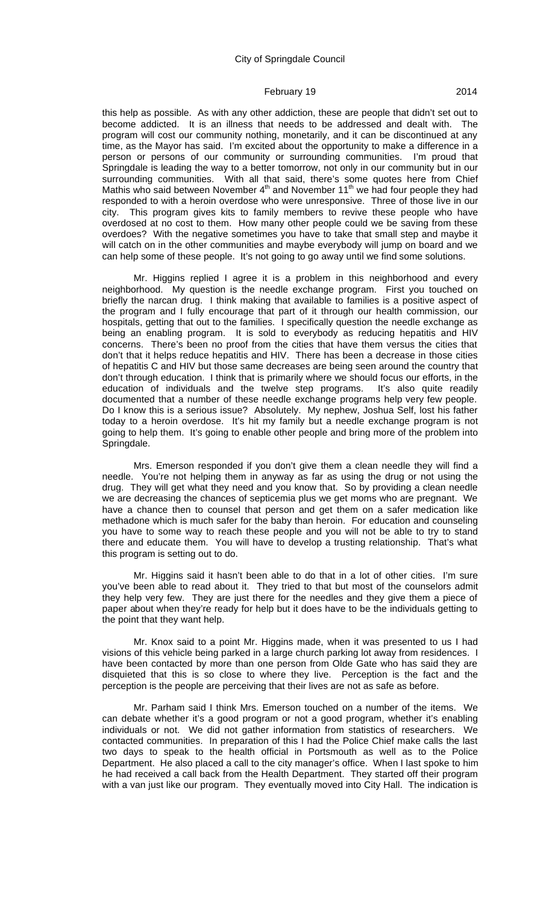this help as possible. As with any other addiction, these are people that didn't set out to become addicted. It is an illness that needs to be addressed and dealt with. The program will cost our community nothing, monetarily, and it can be discontinued at any time, as the Mayor has said. I'm excited about the opportunity to make a difference in a person or persons of our community or surrounding communities. I'm proud that Springdale is leading the way to a better tomorrow, not only in our community but in our surrounding communities. With all that said, there's some quotes here from Chief Mathis who said between November 4th and November 11th we had four people they had responded to with a heroin overdose who were unresponsive. Three of those live in our city. This program gives kits to family members to revive these people who have overdosed at no cost to them. How many other people could we be saving from these overdoes? With the negative sometimes you have to take that small step and maybe it will catch on in the other communities and maybe everybody will jump on board and we can help some of these people. It's not going to go away until we find some solutions.

Mr. Higgins replied I agree it is a problem in this neighborhood and every neighborhood. My question is the needle exchange program. First you touched on briefly the narcan drug. I think making that available to families is a positive aspect of the program and I fully encourage that part of it through our health commission, our hospitals, getting that out to the families. I specifically question the needle exchange as being an enabling program. It is sold to everybody as reducing hepatitis and HIV concerns. There's been no proof from the cities that have them versus the cities that don't that it helps reduce hepatitis and HIV. There has been a decrease in those cities of hepatitis C and HIV but those same decreases are being seen around the country that don't through education. I think that is primarily where we should focus our efforts, in the education of individuals and the twelve step programs. It's also quite readily documented that a number of these needle exchange programs help very few people. Do I know this is a serious issue? Absolutely. My nephew, Joshua Self, lost his father today to a heroin overdose. It's hit my family but a needle exchange program is not going to help them. It's going to enable other people and bring more of the problem into Springdale.

Mrs. Emerson responded if you don't give them a clean needle they will find a needle. You're not helping them in anyway as far as using the drug or not using the drug. They will get what they need and you know that. So by providing a clean needle we are decreasing the chances of septicemia plus we get moms who are pregnant. We have a chance then to counsel that person and get them on a safer medication like methadone which is much safer for the baby than heroin. For education and counseling you have to some way to reach these people and you will not be able to try to stand there and educate them. You will have to develop a trusting relationship. That's what this program is setting out to do.

Mr. Higgins said it hasn't been able to do that in a lot of other cities. I'm sure you've been able to read about it. They tried to that but most of the counselors admit they help very few. They are just there for the needles and they give them a piece of paper about when they're ready for help but it does have to be the individuals getting to the point that they want help.

Mr. Knox said to a point Mr. Higgins made, when it was presented to us I had visions of this vehicle being parked in a large church parking lot away from residences. I have been contacted by more than one person from Olde Gate who has said they are disquieted that this is so close to where they live. Perception is the fact and the perception is the people are perceiving that their lives are not as safe as before.

Mr. Parham said I think Mrs. Emerson touched on a number of the items. We can debate whether it's a good program or not a good program, whether it's enabling individuals or not. We did not gather information from statistics of researchers. We contacted communities. In preparation of this I had the Police Chief make calls the last two days to speak to the health official in Portsmouth as well as to the Police Department. He also placed a call to the city manager's office. When I last spoke to him he had received a call back from the Health Department. They started off their program with a van just like our program. They eventually moved into City Hall. The indication is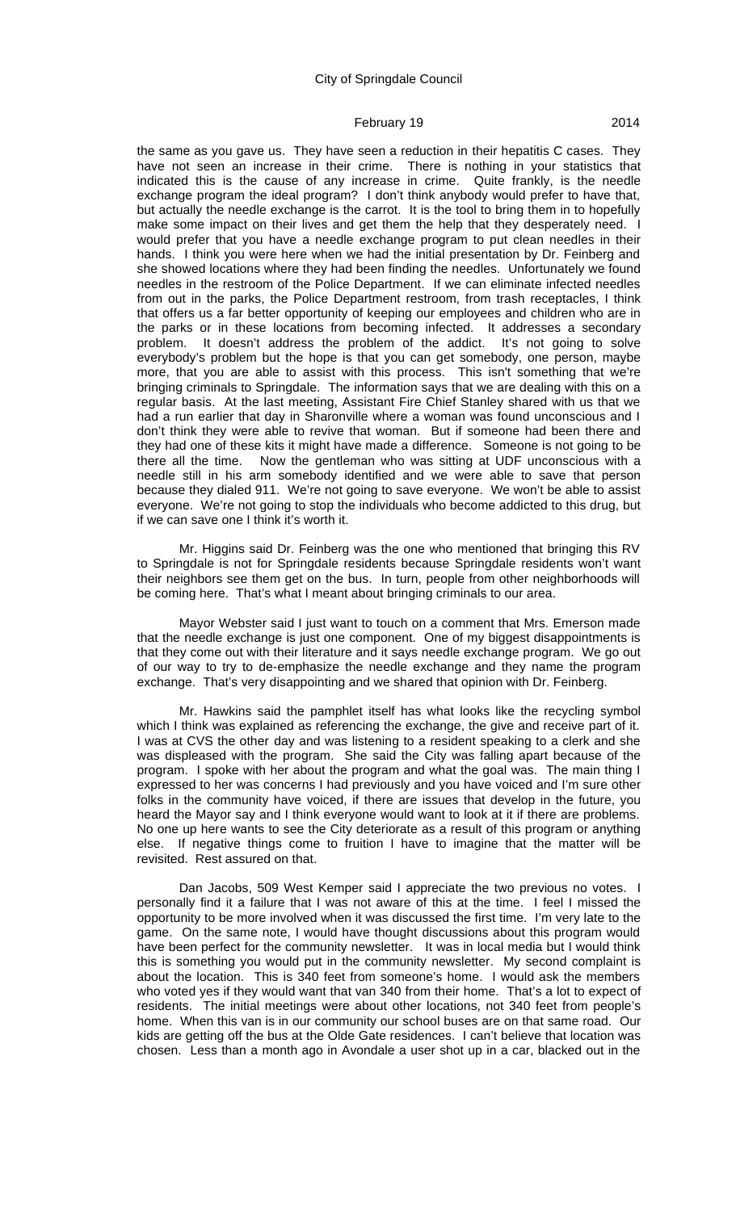the same as you gave us. They have seen a reduction in their hepatitis C cases. They have not seen an increase in their crime. There is nothing in your statistics that indicated this is the cause of any increase in crime. Quite frankly, is the needle exchange program the ideal program? I don't think anybody would prefer to have that, but actually the needle exchange is the carrot. It is the tool to bring them in to hopefully make some impact on their lives and get them the help that they desperately need. I would prefer that you have a needle exchange program to put clean needles in their hands. I think you were here when we had the initial presentation by Dr. Feinberg and she showed locations where they had been finding the needles. Unfortunately we found needles in the restroom of the Police Department. If we can eliminate infected needles from out in the parks, the Police Department restroom, from trash receptacles, I think that offers us a far better opportunity of keeping our employees and children who are in the parks or in these locations from becoming infected. It addresses a secondary problem. It doesn't address the problem of the addict. It's not going to solve everybody's problem but the hope is that you can get somebody, one person, maybe more, that you are able to assist with this process. This isn't something that we're bringing criminals to Springdale. The information says that we are dealing with this on a regular basis. At the last meeting, Assistant Fire Chief Stanley shared with us that we had a run earlier that day in Sharonville where a woman was found unconscious and I don't think they were able to revive that woman. But if someone had been there and they had one of these kits it might have made a difference. Someone is not going to be there all the time. Now the gentleman who was sitting at UDF unconscious with a needle still in his arm somebody identified and we were able to save that person because they dialed 911. We're not going to save everyone. We won't be able to assist everyone. We're not going to stop the individuals who become addicted to this drug, but if we can save one I think it's worth it.

Mr. Higgins said Dr. Feinberg was the one who mentioned that bringing this RV to Springdale is not for Springdale residents because Springdale residents won't want their neighbors see them get on the bus. In turn, people from other neighborhoods will be coming here. That's what I meant about bringing criminals to our area.

Mayor Webster said I just want to touch on a comment that Mrs. Emerson made that the needle exchange is just one component. One of my biggest disappointments is that they come out with their literature and it says needle exchange program. We go out of our way to try to de-emphasize the needle exchange and they name the program exchange. That's very disappointing and we shared that opinion with Dr. Feinberg.

Mr. Hawkins said the pamphlet itself has what looks like the recycling symbol which I think was explained as referencing the exchange, the give and receive part of it. I was at CVS the other day and was listening to a resident speaking to a clerk and she was displeased with the program. She said the City was falling apart because of the program. I spoke with her about the program and what the goal was. The main thing I expressed to her was concerns I had previously and you have voiced and I'm sure other folks in the community have voiced, if there are issues that develop in the future, you heard the Mayor say and I think everyone would want to look at it if there are problems. No one up here wants to see the City deteriorate as a result of this program or anything else. If negative things come to fruition I have to imagine that the matter will be revisited. Rest assured on that.

Dan Jacobs, 509 West Kemper said I appreciate the two previous no votes. I personally find it a failure that I was not aware of this at the time. I feel I missed the opportunity to be more involved when it was discussed the first time. I'm very late to the game. On the same note, I would have thought discussions about this program would have been perfect for the community newsletter. It was in local media but I would think this is something you would put in the community newsletter. My second complaint is about the location. This is 340 feet from someone's home. I would ask the members who voted yes if they would want that van 340 from their home. That's a lot to expect of residents. The initial meetings were about other locations, not 340 feet from people's home. When this van is in our community our school buses are on that same road. Our kids are getting off the bus at the Olde Gate residences. I can't believe that location was chosen. Less than a month ago in Avondale a user shot up in a car, blacked out in the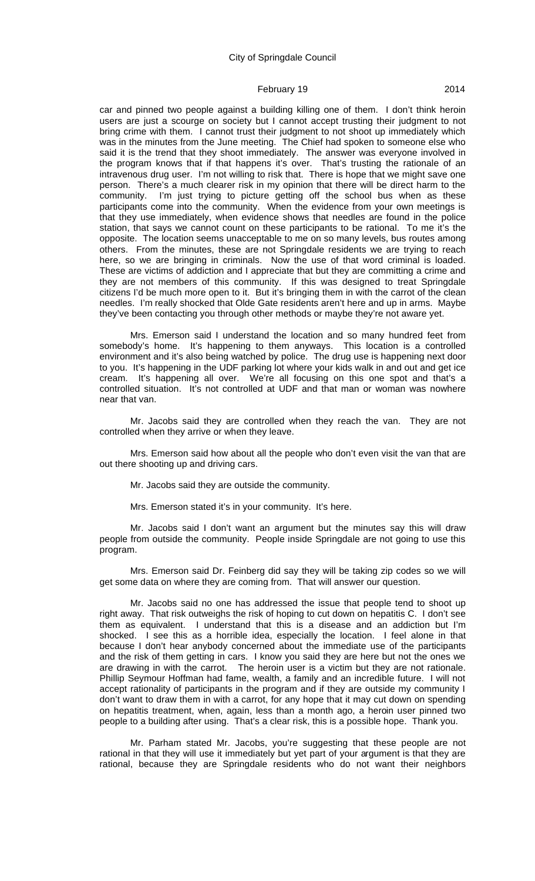car and pinned two people against a building killing one of them. I don't think heroin users are just a scourge on society but I cannot accept trusting their judgment to not bring crime with them. I cannot trust their judgment to not shoot up immediately which was in the minutes from the June meeting. The Chief had spoken to someone else who said it is the trend that they shoot immediately. The answer was everyone involved in the program knows that if that happens it's over. That's trusting the rationale of an intravenous drug user. I'm not willing to risk that. There is hope that we might save one person. There's a much clearer risk in my opinion that there will be direct harm to the community. I'm just trying to picture getting off the school bus when as these participants come into the community. When the evidence from your own meetings is that they use immediately, when evidence shows that needles are found in the police station, that says we cannot count on these participants to be rational. To me it's the opposite. The location seems unacceptable to me on so many levels, bus routes among others. From the minutes, these are not Springdale residents we are trying to reach here, so we are bringing in criminals. Now the use of that word criminal is loaded. These are victims of addiction and I appreciate that but they are committing a crime and they are not members of this community. If this was designed to treat Springdale citizens I'd be much more open to it. But it's bringing them in with the carrot of the clean needles. I'm really shocked that Olde Gate residents aren't here and up in arms. Maybe they've been contacting you through other methods or maybe they're not aware yet.

Mrs. Emerson said I understand the location and so many hundred feet from somebody's home. It's happening to them anyways. This location is a controlled environment and it's also being watched by police. The drug use is happening next door to you. It's happening in the UDF parking lot where your kids walk in and out and get ice cream. It's happening all over. We're all focusing on this one spot and that's a controlled situation. It's not controlled at UDF and that man or woman was nowhere near that van.

Mr. Jacobs said they are controlled when they reach the van. They are not controlled when they arrive or when they leave.

Mrs. Emerson said how about all the people who don't even visit the van that are out there shooting up and driving cars.

Mr. Jacobs said they are outside the community.

Mrs. Emerson stated it's in your community. It's here.

Mr. Jacobs said I don't want an argument but the minutes say this will draw people from outside the community. People inside Springdale are not going to use this program.

Mrs. Emerson said Dr. Feinberg did say they will be taking zip codes so we will get some data on where they are coming from. That will answer our question.

Mr. Jacobs said no one has addressed the issue that people tend to shoot up right away. That risk outweighs the risk of hoping to cut down on hepatitis C. I don't see them as equivalent. I understand that this is a disease and an addiction but I'm shocked. I see this as a horrible idea, especially the location. I feel alone in that because I don't hear anybody concerned about the immediate use of the participants and the risk of them getting in cars. I know you said they are here but not the ones we are drawing in with the carrot. The heroin user is a victim but they are not rationale. Phillip Seymour Hoffman had fame, wealth, a family and an incredible future. I will not accept rationality of participants in the program and if they are outside my community I don't want to draw them in with a carrot, for any hope that it may cut down on spending on hepatitis treatment, when, again, less than a month ago, a heroin user pinned two people to a building after using. That's a clear risk, this is a possible hope. Thank you.

Mr. Parham stated Mr. Jacobs, you're suggesting that these people are not rational in that they will use it immediately but yet part of your argument is that they are rational, because they are Springdale residents who do not want their neighbors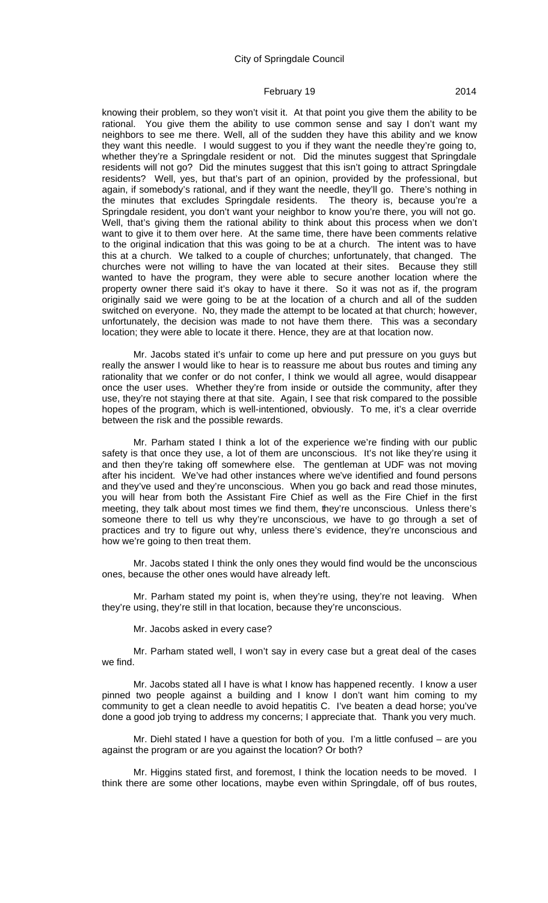knowing their problem, so they won't visit it. At that point you give them the ability to be rational. You give them the ability to use common sense and say I don't want my neighbors to see me there. Well, all of the sudden they have this ability and we know they want this needle. I would suggest to you if they want the needle they're going to, whether they're a Springdale resident or not. Did the minutes suggest that Springdale residents will not go? Did the minutes suggest that this isn't going to attract Springdale residents? Well, yes, but that's part of an opinion, provided by the professional, but again, if somebody's rational, and if they want the needle, they'll go. There's nothing in the minutes that excludes Springdale residents. The theory is, because you're a Springdale resident, you don't want your neighbor to know you're there, you will not go. Well, that's giving them the rational ability to think about this process when we don't want to give it to them over here. At the same time, there have been comments relative to the original indication that this was going to be at a church. The intent was to have this at a church. We talked to a couple of churches; unfortunately, that changed. The churches were not willing to have the van located at their sites. Because they still wanted to have the program, they were able to secure another location where the property owner there said it's okay to have it there. So it was not as if, the program originally said we were going to be at the location of a church and all of the sudden switched on everyone. No, they made the attempt to be located at that church; however, unfortunately, the decision was made to not have them there. This was a secondary location; they were able to locate it there. Hence, they are at that location now.

Mr. Jacobs stated it's unfair to come up here and put pressure on you guys but really the answer I would like to hear is to reassure me about bus routes and timing any rationality that we confer or do not confer, I think we would all agree, would disappear once the user uses. Whether they're from inside or outside the community, after they use, they're not staying there at that site. Again, I see that risk compared to the possible hopes of the program, which is well-intentioned, obviously. To me, it's a clear override between the risk and the possible rewards.

Mr. Parham stated I think a lot of the experience we're finding with our public safety is that once they use, a lot of them are unconscious. It's not like they're using it and then they're taking off somewhere else. The gentleman at UDF was not moving after his incident. We've had other instances where we've identified and found persons and they've used and they're unconscious. When you go back and read those minutes, you will hear from both the Assistant Fire Chief as well as the Fire Chief in the first meeting, they talk about most times we find them, they're unconscious. Unless there's someone there to tell us why they're unconscious, we have to go through a set of practices and try to figure out why, unless there's evidence, they're unconscious and how we're going to then treat them.

Mr. Jacobs stated I think the only ones they would find would be the unconscious ones, because the other ones would have already left.

Mr. Parham stated my point is, when they're using, they're not leaving. When they're using, they're still in that location, because they're unconscious.

Mr. Jacobs asked in every case?

Mr. Parham stated well, I won't say in every case but a great deal of the cases we find.

Mr. Jacobs stated all I have is what I know has happened recently. I know a user pinned two people against a building and I know I don't want him coming to my community to get a clean needle to avoid hepatitis C. I've beaten a dead horse; you've done a good job trying to address my concerns; I appreciate that. Thank you very much.

Mr. Diehl stated I have a question for both of you. I'm a little confused – are you against the program or are you against the location? Or both?

Mr. Higgins stated first, and foremost, I think the location needs to be moved. I think there are some other locations, maybe even within Springdale, off of bus routes,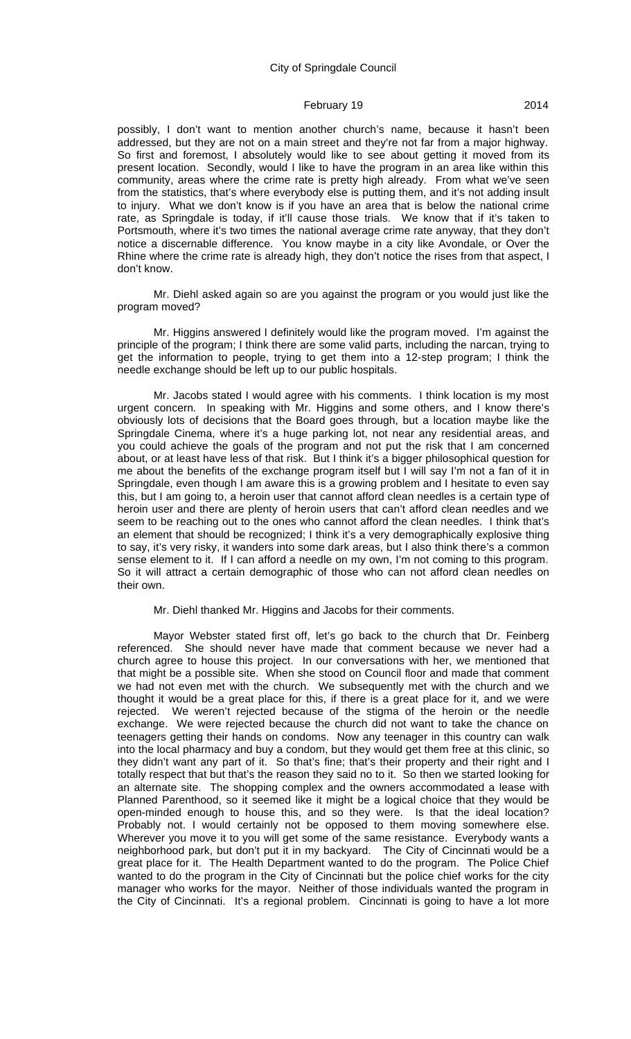possibly, I don't want to mention another church's name, because it hasn't been addressed, but they are not on a main street and they're not far from a major highway. So first and foremost, I absolutely would like to see about getting it moved from its present location. Secondly, would I like to have the program in an area like within this community, areas where the crime rate is pretty high already. From what we've seen from the statistics, that's where everybody else is putting them, and it's not adding insult to injury. What we don't know is if you have an area that is below the national crime rate, as Springdale is today, if it'll cause those trials. We know that if it's taken to Portsmouth, where it's two times the national average crime rate anyway, that they don't notice a discernable difference. You know maybe in a city like Avondale, or Over the Rhine where the crime rate is already high, they don't notice the rises from that aspect, I don't know.

Mr. Diehl asked again so are you against the program or you would just like the program moved?

Mr. Higgins answered I definitely would like the program moved. I'm against the principle of the program; I think there are some valid parts, including the narcan, trying to get the information to people, trying to get them into a 12-step program; I think the needle exchange should be left up to our public hospitals.

Mr. Jacobs stated I would agree with his comments. I think location is my most urgent concern. In speaking with Mr. Higgins and some others, and I know there's obviously lots of decisions that the Board goes through, but a location maybe like the Springdale Cinema, where it's a huge parking lot, not near any residential areas, and you could achieve the goals of the program and not put the risk that I am concerned about, or at least have less of that risk. But I think it's a bigger philosophical question for me about the benefits of the exchange program itself but I will say I'm not a fan of it in Springdale, even though I am aware this is a growing problem and I hesitate to even say this, but I am going to, a heroin user that cannot afford clean needles is a certain type of heroin user and there are plenty of heroin users that can't afford clean needles and we seem to be reaching out to the ones who cannot afford the clean needles. I think that's an element that should be recognized; I think it's a very demographically explosive thing to say, it's very risky, it wanders into some dark areas, but I also think there's a common sense element to it. If I can afford a needle on my own, I'm not coming to this program. So it will attract a certain demographic of those who can not afford clean needles on their own.

Mr. Diehl thanked Mr. Higgins and Jacobs for their comments.

Mayor Webster stated first off, let's go back to the church that Dr. Feinberg referenced. She should never have made that comment because we never had a church agree to house this project. In our conversations with her, we mentioned that that might be a possible site. When she stood on Council floor and made that comment we had not even met with the church. We subsequently met with the church and we thought it would be a great place for this, if there is a great place for it, and we were rejected. We weren't rejected because of the stigma of the heroin or the needle exchange. We were rejected because the church did not want to take the chance on teenagers getting their hands on condoms. Now any teenager in this country can walk into the local pharmacy and buy a condom, but they would get them free at this clinic, so they didn't want any part of it. So that's fine; that's their property and their right and I totally respect that but that's the reason they said no to it. So then we started looking for an alternate site. The shopping complex and the owners accommodated a lease with Planned Parenthood, so it seemed like it might be a logical choice that they would be open-minded enough to house this, and so they were. Is that the ideal location? Probably not. I would certainly not be opposed to them moving somewhere else. Wherever you move it to you will get some of the same resistance. Everybody wants a neighborhood park, but don't put it in my backyard. The City of Cincinnati would be a great place for it. The Health Department wanted to do the program. The Police Chief wanted to do the program in the City of Cincinnati but the police chief works for the city manager who works for the mayor. Neither of those individuals wanted the program in the City of Cincinnati. It's a regional problem. Cincinnati is going to have a lot more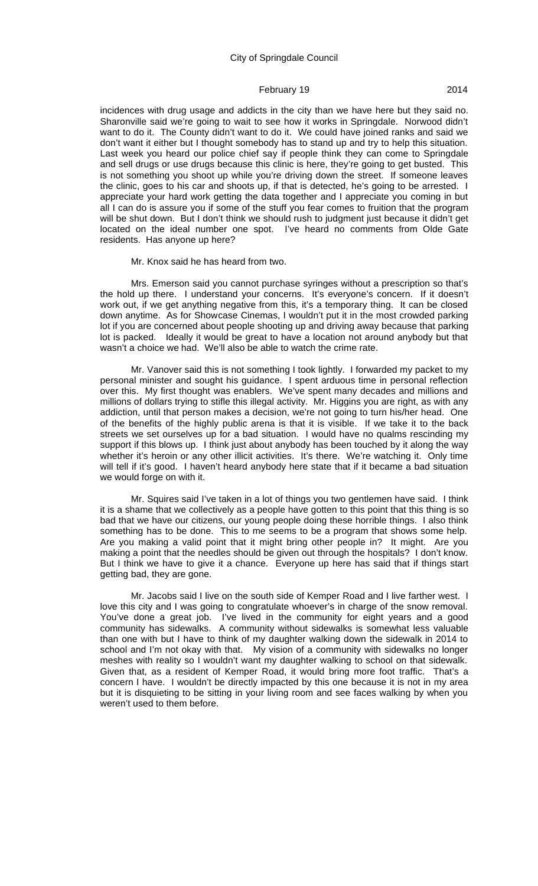incidences with drug usage and addicts in the city than we have here but they said no. Sharonville said we're going to wait to see how it works in Springdale. Norwood didn't want to do it. The County didn't want to do it. We could have joined ranks and said we don't want it either but I thought somebody has to stand up and try to help this situation. Last week you heard our police chief say if people think they can come to Springdale and sell drugs or use drugs because this clinic is here, they're going to get busted. This is not something you shoot up while you're driving down the street. If someone leaves the clinic, goes to his car and shoots up, if that is detected, he's going to be arrested. I appreciate your hard work getting the data together and I appreciate you coming in but all I can do is assure you if some of the stuff you fear comes to fruition that the program will be shut down. But I don't think we should rush to judgment just because it didn't get located on the ideal number one spot. I've heard no comments from Olde Gate residents. Has anyone up here?

Mr. Knox said he has heard from two.

Mrs. Emerson said you cannot purchase syringes without a prescription so that's the hold up there. I understand your concerns. It's everyone's concern. If it doesn't work out, if we get anything negative from this, it's a temporary thing. It can be closed down anytime. As for Showcase Cinemas, I wouldn't put it in the most crowded parking lot if you are concerned about people shooting up and driving away because that parking lot is packed. Ideally it would be great to have a location not around anybody but that wasn't a choice we had. We'll also be able to watch the crime rate.

Mr. Vanover said this is not something I took lightly. I forwarded my packet to my personal minister and sought his guidance. I spent arduous time in personal reflection over this. My first thought was enablers. We've spent many decades and millions and millions of dollars trying to stifle this illegal activity. Mr. Higgins you are right, as with any addiction, until that person makes a decision, we're not going to turn his/her head. One of the benefits of the highly public arena is that it is visible. If we take it to the back streets we set ourselves up for a bad situation. I would have no qualms rescinding my support if this blows up. I think just about anybody has been touched by it along the way whether it's heroin or any other illicit activities. It's there. We're watching it. Only time will tell if it's good. I haven't heard anybody here state that if it became a bad situation we would forge on with it.

Mr. Squires said I've taken in a lot of things you two gentlemen have said. I think it is a shame that we collectively as a people have gotten to this point that this thing is so bad that we have our citizens, our young people doing these horrible things. I also think something has to be done. This to me seems to be a program that shows some help. Are you making a valid point that it might bring other people in? It might. Are you making a point that the needles should be given out through the hospitals? I don't know. But I think we have to give it a chance. Everyone up here has said that if things start getting bad, they are gone.

Mr. Jacobs said I live on the south side of Kemper Road and I live farther west. I love this city and I was going to congratulate whoever's in charge of the snow removal. You've done a great job. I've lived in the community for eight years and a good community has sidewalks. A community without sidewalks is somewhat less valuable than one with but I have to think of my daughter walking down the sidewalk in 2014 to school and I'm not okay with that. My vision of a community with sidewalks no longer meshes with reality so I wouldn't want my daughter walking to school on that sidewalk. Given that, as a resident of Kemper Road, it would bring more foot traffic. That's a concern I have. I wouldn't be directly impacted by this one because it is not in my area but it is disquieting to be sitting in your living room and see faces walking by when you weren't used to them before.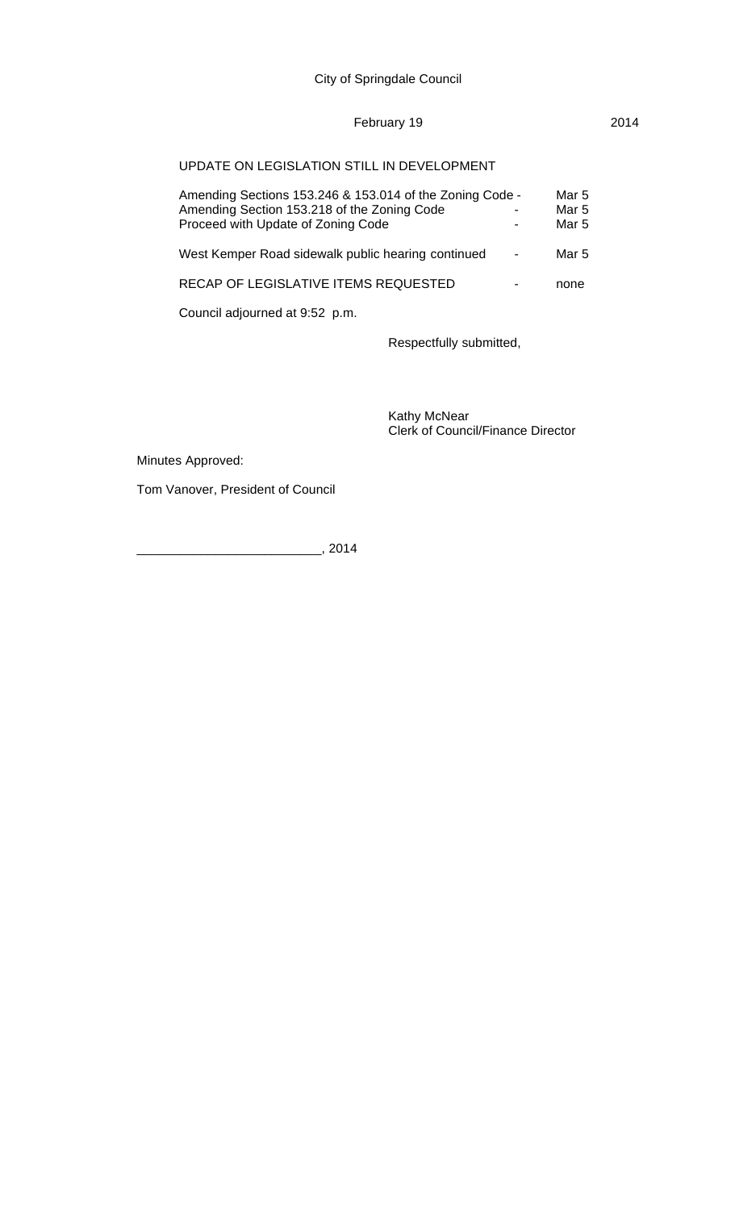## UPDATE ON LEGISLATION STILL IN DEVELOPMENT

| | | |
|---|---|---|
| Amending Sections 153.246 & 153.014 of the Zoning Code | - | Mar 5 |
| Amending Section 153.218 of the Zoning Code | - | Mar 5 |
| Proceed with Update of Zoning Code | - | Mar 5 |
| West Kemper Road sidewalk public hearing continued | - | Mar 5 |
| RECAP OF LEGISLATIVE ITEMS REQUESTED | - | none |

Council adjourned at 9:52 p.m.

Respectfully submitted,

Kathy McNear
Clerk of Council/Finance Director

Minutes Approved:

Tom Vanover, President of Council

_________________________, 2014